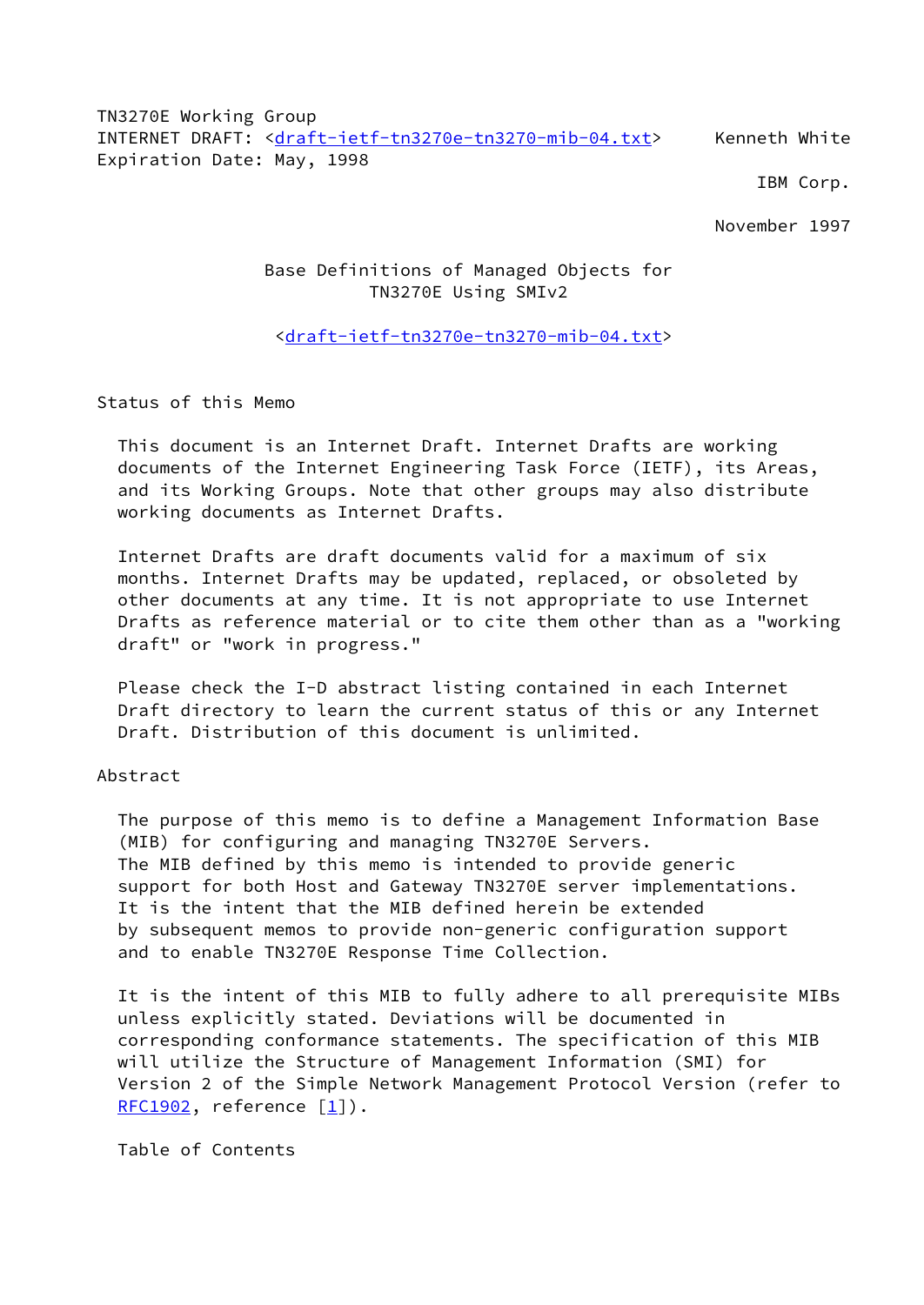TN3270E Working Group
INTERNET DRAFT: <draft-ietf-tn3270e-tn3270-mib-04.txt>     Kenneth White
Expiration Date: May, 1998

IBM Corp.

November 1997

# Base Definitions of Managed Objects for TN3270E Using SMIv2

<draft-ietf-tn3270e-tn3270-mib-04.txt>

## Status of this Memo

This document is an Internet Draft. Internet Drafts are working documents of the Internet Engineering Task Force (IETF), its Areas, and its Working Groups. Note that other groups may also distribute working documents as Internet Drafts.

Internet Drafts are draft documents valid for a maximum of six months. Internet Drafts may be updated, replaced, or obsoleted by other documents at any time. It is not appropriate to use Internet Drafts as reference material or to cite them other than as a "working draft" or "work in progress."

Please check the I-D abstract listing contained in each Internet Draft directory to learn the current status of this or any Internet Draft. Distribution of this document is unlimited.

## Abstract

The purpose of this memo is to define a Management Information Base (MIB) for configuring and managing TN3270E Servers. The MIB defined by this memo is intended to provide generic support for both Host and Gateway TN3270E server implementations. It is the intent that the MIB defined herein be extended by subsequent memos to provide non-generic configuration support and to enable TN3270E Response Time Collection.

It is the intent of this MIB to fully adhere to all prerequisite MIBs unless explicitly stated. Deviations will be documented in corresponding conformance statements. The specification of this MIB will utilize the Structure of Management Information (SMI) for Version 2 of the Simple Network Management Protocol Version (refer to RFC1902, reference [1]).

Table of Contents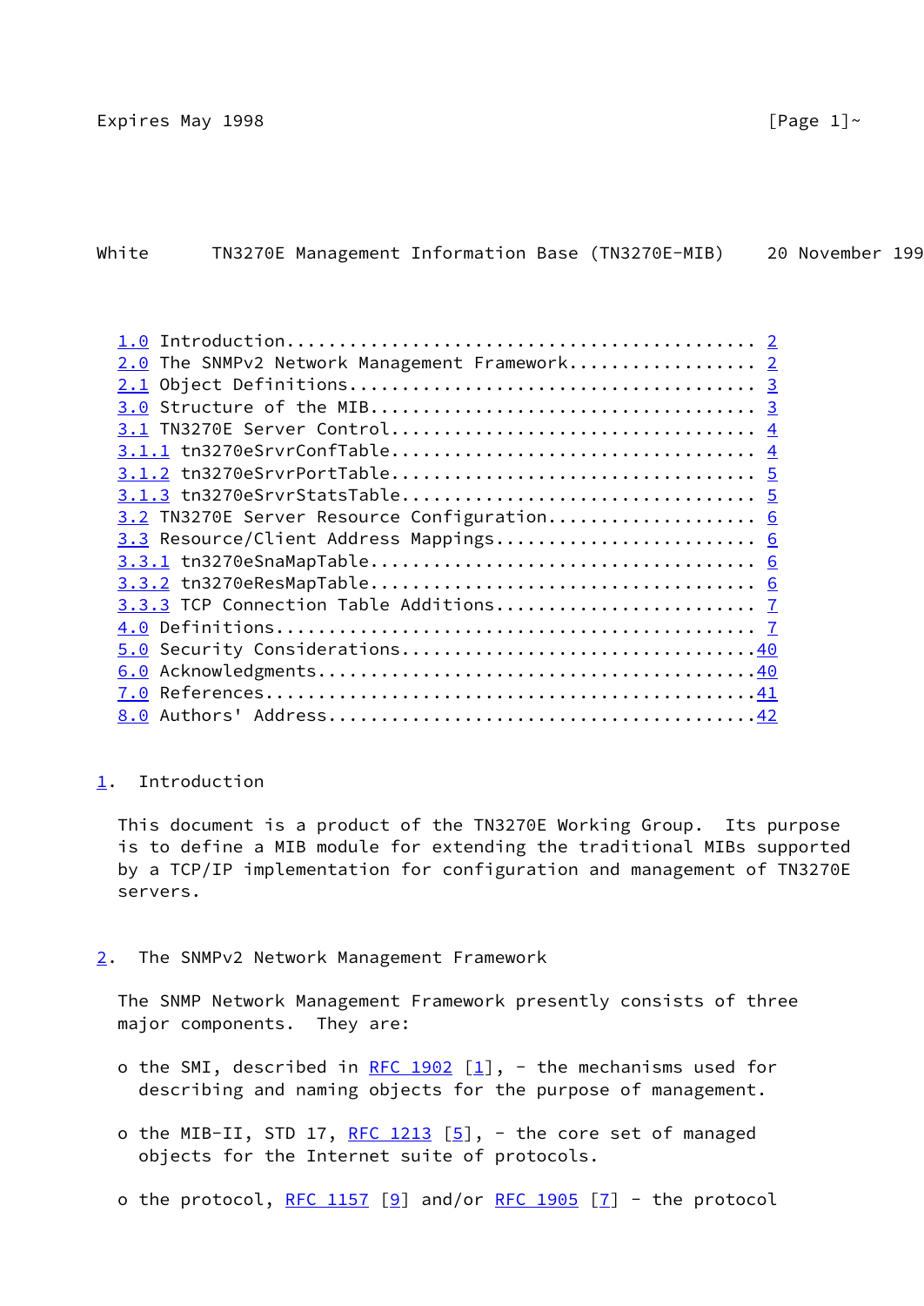| Section | Title | Page |
|---|---|---|
| 1.0 | Introduction | 2 |
| 2.0 | The SNMPv2 Network Management Framework | 2 |
| 2.1 | Object Definitions | 3 |
| 3.0 | Structure of the MIB | 3 |
| 3.1 | TN3270E Server Control | 4 |
| 3.1.1 | tn3270eSrvrConfTable | 4 |
| 3.1.2 | tn3270eSrvrPortTable | 5 |
| 3.1.3 | tn3270eSrvrStatsTable | 5 |
| 3.2 | TN3270E Server Resource Configuration | 6 |
| 3.3 | Resource/Client Address Mappings | 6 |
| 3.3.1 | tn3270eSnaMapTable | 6 |
| 3.3.2 | tn3270eResMapTable | 6 |
| 3.3.3 | TCP Connection Table Additions | 7 |
| 4.0 | Definitions | 7 |
| 5.0 | Security Considerations | 40 |
| 6.0 | Acknowledgments | 40 |
| 7.0 | References | 41 |
| 8.0 | Authors' Address | 42 |

## 1. Introduction

This document is a product of the TN3270E Working Group. Its purpose is to define a MIB module for extending the traditional MIBs supported by a TCP/IP implementation for configuration and management of TN3270E servers.

## 2. The SNMPv2 Network Management Framework

The SNMP Network Management Framework presently consists of three major components. They are:

o the SMI, described in RFC 1902 [1], - the mechanisms used for describing and naming objects for the purpose of management.

o the MIB-II, STD 17, RFC 1213 [5], - the core set of managed objects for the Internet suite of protocols.

o the protocol, RFC 1157 [9] and/or RFC 1905 [7] - the protocol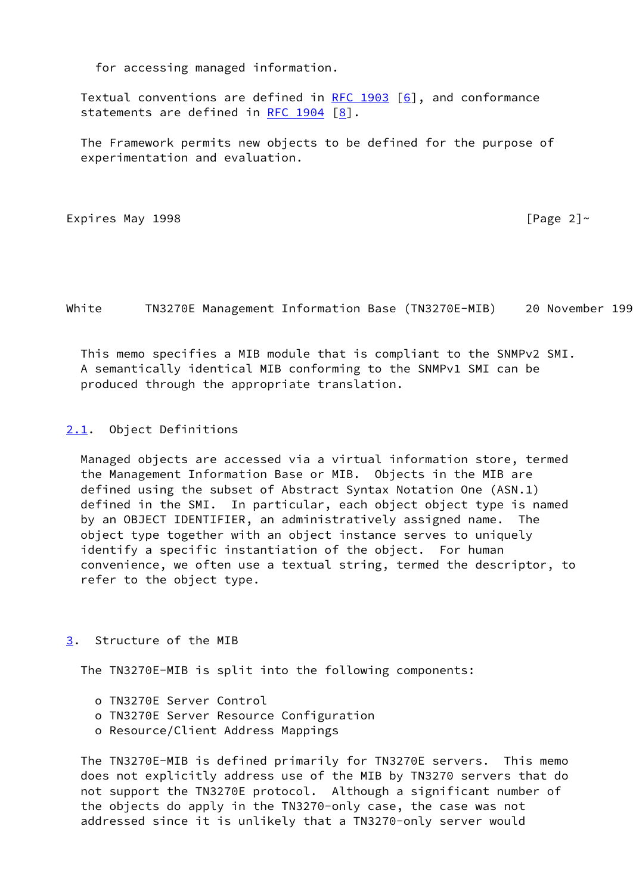for accessing managed information.

Textual conventions are defined in RFC 1903 [6], and conformance statements are defined in RFC 1904 [8].

The Framework permits new objects to be defined for the purpose of experimentation and evaluation.

This memo specifies a MIB module that is compliant to the SNMPv2 SMI. A semantically identical MIB conforming to the SNMPv1 SMI can be produced through the appropriate translation.

## 2.1. Object Definitions

Managed objects are accessed via a virtual information store, termed the Management Information Base or MIB. Objects in the MIB are defined using the subset of Abstract Syntax Notation One (ASN.1) defined in the SMI. In particular, each object object type is named by an OBJECT IDENTIFIER, an administratively assigned name. The object type together with an object instance serves to uniquely identify a specific instantiation of the object. For human convenience, we often use a textual string, termed the descriptor, to refer to the object type.

# 3. Structure of the MIB

The TN3270E-MIB is split into the following components:

- o TN3270E Server Control
- o TN3270E Server Resource Configuration
- o Resource/Client Address Mappings

The TN3270E-MIB is defined primarily for TN3270E servers. This memo does not explicitly address use of the MIB by TN3270 servers that do not support the TN3270E protocol. Although a significant number of the objects do apply in the TN3270-only case, the case was not addressed since it is unlikely that a TN3270-only server would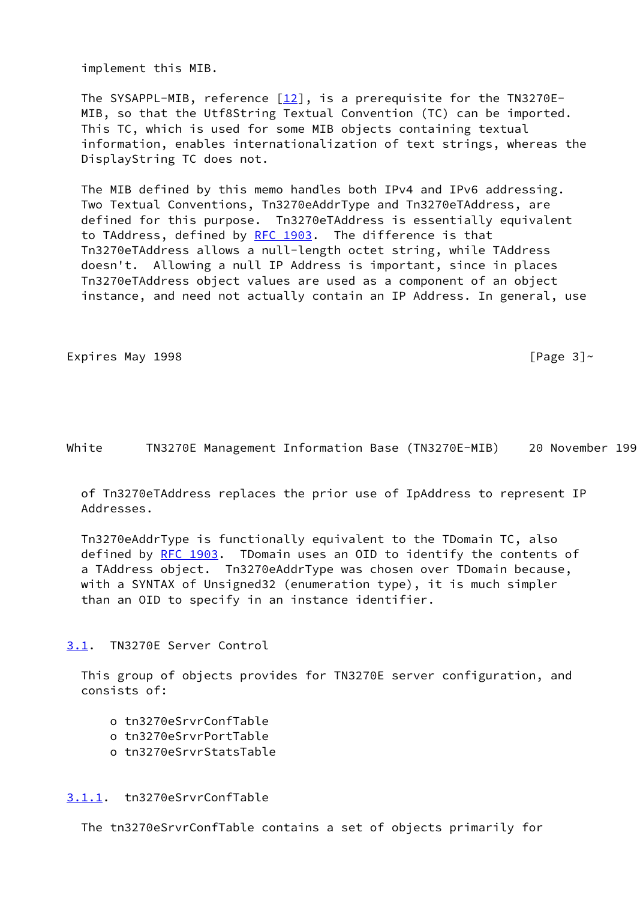implement this MIB.

The SYSAPPL-MIB, reference [12], is a prerequisite for the TN3270E-MIB, so that the Utf8String Textual Convention (TC) can be imported. This TC, which is used for some MIB objects containing textual information, enables internationalization of text strings, whereas the DisplayString TC does not.

The MIB defined by this memo handles both IPv4 and IPv6 addressing. Two Textual Conventions, Tn3270eAddrType and Tn3270eTAddress, are defined for this purpose. Tn3270eTAddress is essentially equivalent to TAddress, defined by RFC 1903. The difference is that Tn3270eTAddress allows a null-length octet string, while TAddress doesn't. Allowing a null IP Address is important, since in places Tn3270eTAddress object values are used as a component of an object instance, and need not actually contain an IP Address. In general, use of Tn3270eTAddress replaces the prior use of IpAddress to represent IP Addresses.

Tn3270eAddrType is functionally equivalent to the TDomain TC, also defined by RFC 1903. TDomain uses an OID to identify the contents of a TAddress object. Tn3270eAddrType was chosen over TDomain because, with a SYNTAX of Unsigned32 (enumeration type), it is much simpler than an OID to specify in an instance identifier.

### 3.1. TN3270E Server Control

This group of objects provides for TN3270E server configuration, and consists of:

- tn3270eSrvrConfTable
- tn3270eSrvrPortTable
- tn3270eSrvrStatsTable

#### 3.1.1. tn3270eSrvrConfTable

The tn3270eSrvrConfTable contains a set of objects primarily for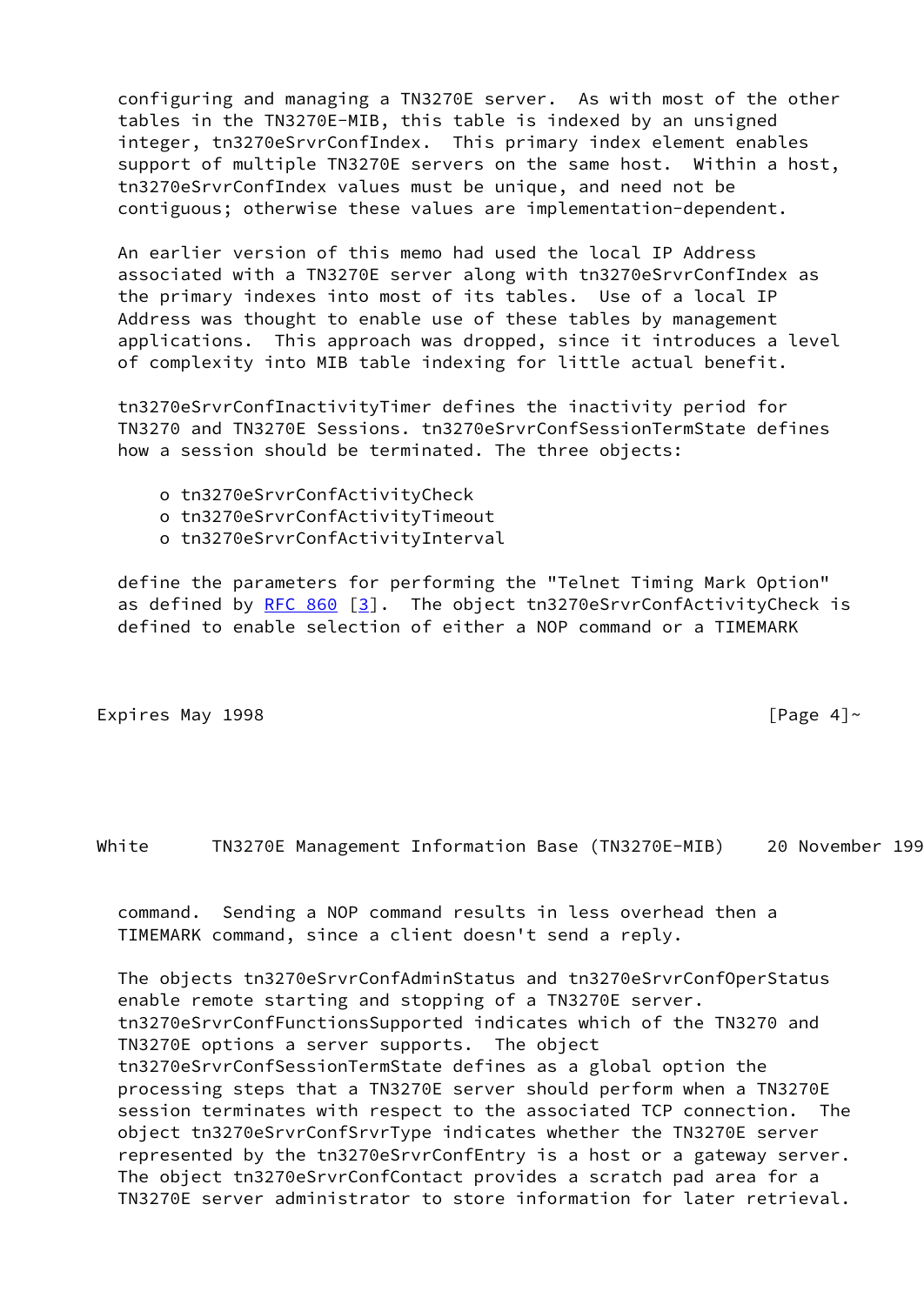configuring and managing a TN3270E server. As with most of the other tables in the TN3270E-MIB, this table is indexed by an unsigned integer, tn3270eSrvrConfIndex. This primary index element enables support of multiple TN3270E servers on the same host. Within a host, tn3270eSrvrConfIndex values must be unique, and need not be contiguous; otherwise these values are implementation-dependent.

An earlier version of this memo had used the local IP Address associated with a TN3270E server along with tn3270eSrvrConfIndex as the primary indexes into most of its tables. Use of a local IP Address was thought to enable use of these tables by management applications. This approach was dropped, since it introduces a level of complexity into MIB table indexing for little actual benefit.

tn3270eSrvrConfInactivityTimer defines the inactivity period for TN3270 and TN3270E Sessions. tn3270eSrvrConfSessionTermState defines how a session should be terminated. The three objects:

- o tn3270eSrvrConfActivityCheck
- o tn3270eSrvrConfActivityTimeout
- o tn3270eSrvrConfActivityInterval

define the parameters for performing the "Telnet Timing Mark Option" as defined by RFC 860 [3]. The object tn3270eSrvrConfActivityCheck is defined to enable selection of either a NOP command or a TIMEMARK command. Sending a NOP command results in less overhead then a TIMEMARK command, since a client doesn't send a reply.

The objects tn3270eSrvrConfAdminStatus and tn3270eSrvrConfOperStatus enable remote starting and stopping of a TN3270E server. tn3270eSrvrConfFunctionsSupported indicates which of the TN3270 and TN3270E options a server supports. The object tn3270eSrvrConfSessionTermState defines as a global option the processing steps that a TN3270E server should perform when a TN3270E session terminates with respect to the associated TCP connection. The object tn3270eSrvrConfSrvrType indicates whether the TN3270E server represented by the tn3270eSrvrConfEntry is a host or a gateway server. The object tn3270eSrvrConfContact provides a scratch pad area for a TN3270E server administrator to store information for later retrieval.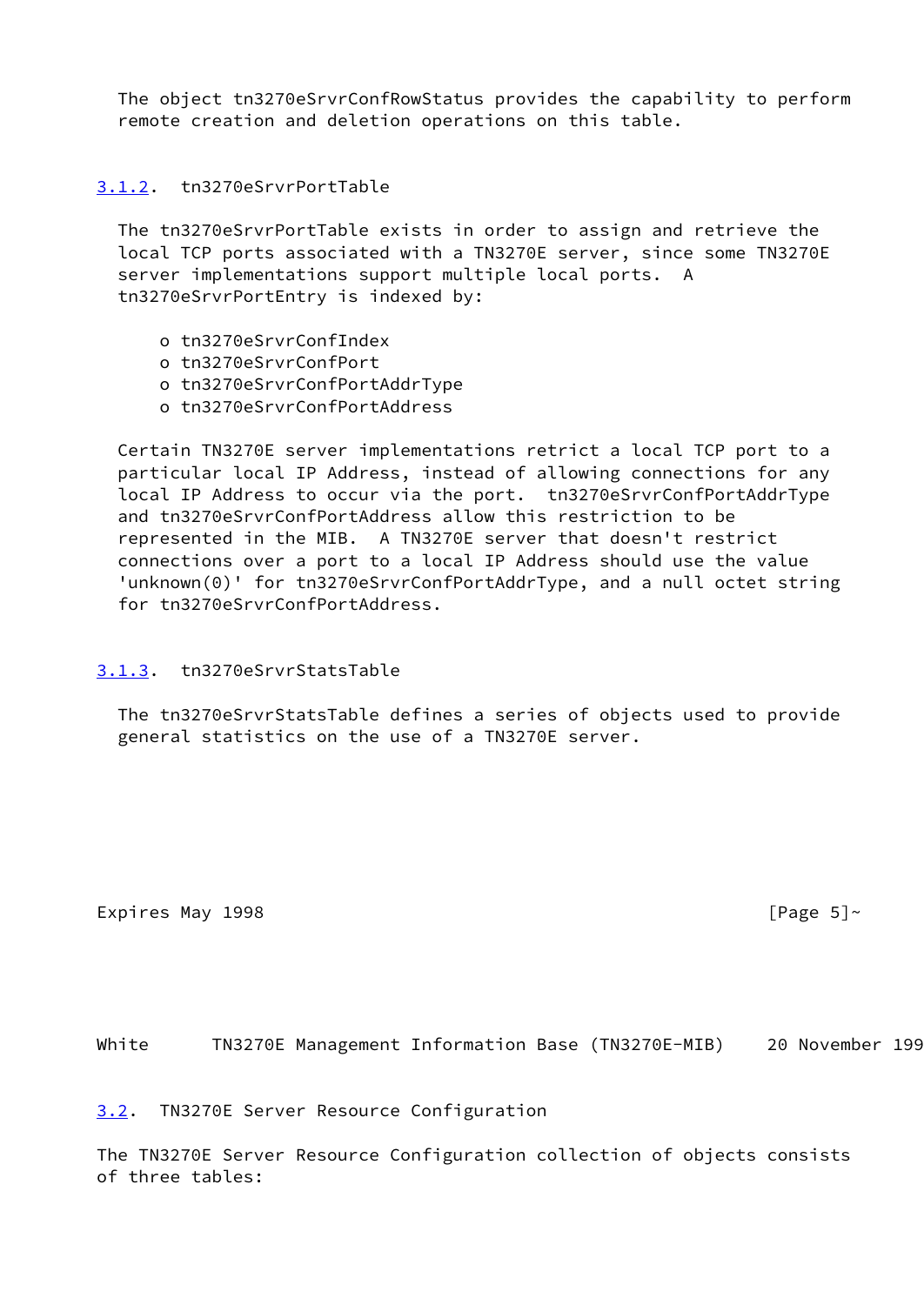The object tn3270eSrvrConfRowStatus provides the capability to perform remote creation and deletion operations on this table.

### 3.1.2. tn3270eSrvrPortTable

The tn3270eSrvrPortTable exists in order to assign and retrieve the local TCP ports associated with a TN3270E server, since some TN3270E server implementations support multiple local ports. A tn3270eSrvrPortEntry is indexed by:

- o tn3270eSrvrConfIndex
- o tn3270eSrvrConfPort
- o tn3270eSrvrConfPortAddrType
- o tn3270eSrvrConfPortAddress

Certain TN3270E server implementations retrict a local TCP port to a particular local IP Address, instead of allowing connections for any local IP Address to occur via the port. tn3270eSrvrConfPortAddrType and tn3270eSrvrConfPortAddress allow this restriction to be represented in the MIB. A TN3270E server that doesn't restrict connections over a port to a local IP Address should use the value 'unknown(0)' for tn3270eSrvrConfPortAddrType, and a null octet string for tn3270eSrvrConfPortAddress.

### 3.1.3. tn3270eSrvrStatsTable

The tn3270eSrvrStatsTable defines a series of objects used to provide general statistics on the use of a TN3270E server.

## 3.2. TN3270E Server Resource Configuration

The TN3270E Server Resource Configuration collection of objects consists of three tables: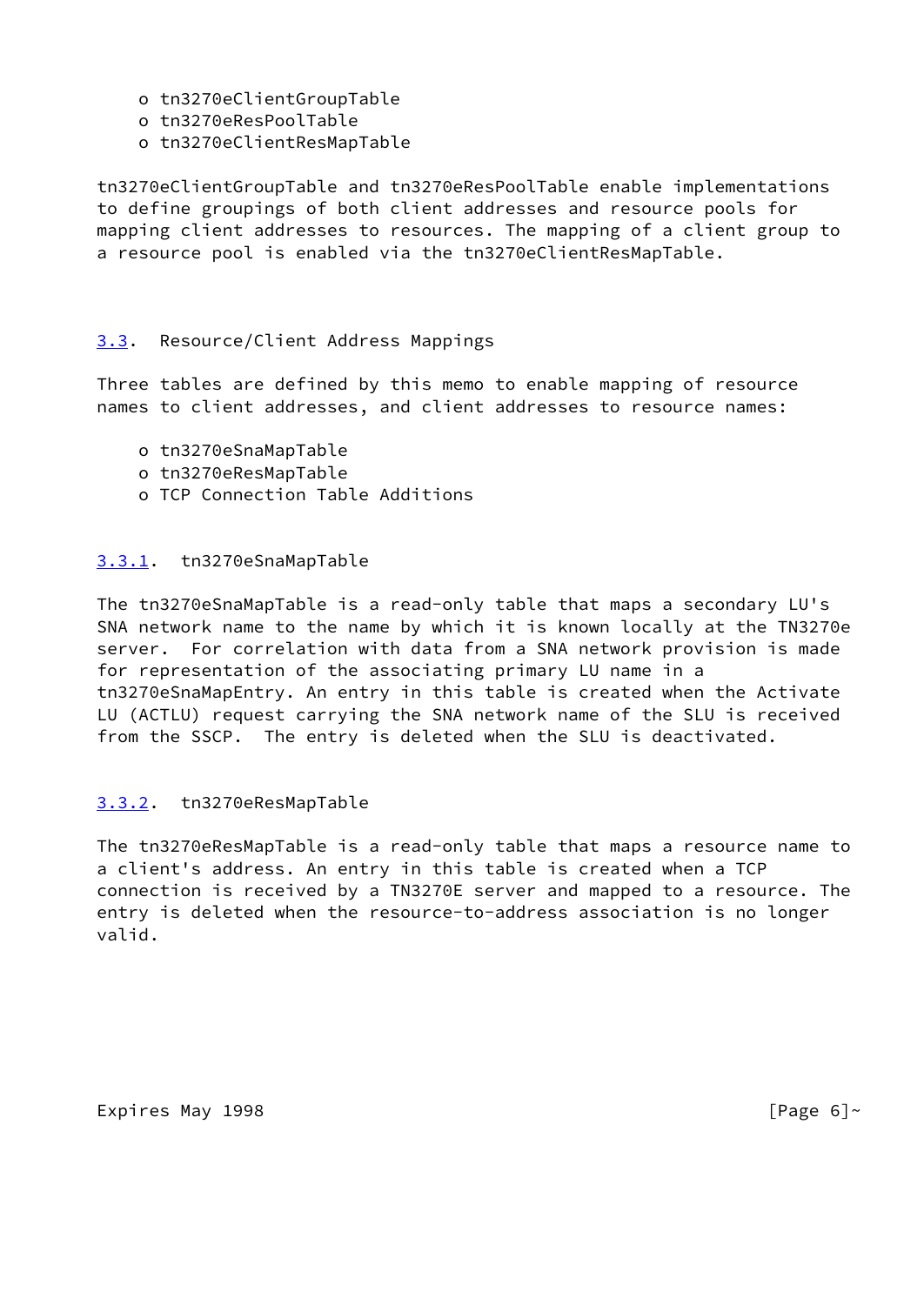- o tn3270eClientGroupTable
- o tn3270eResPoolTable
- o tn3270eClientResMapTable

tn3270eClientGroupTable and tn3270eResPoolTable enable implementations to define groupings of both client addresses and resource pools for mapping client addresses to resources. The mapping of a client group to a resource pool is enabled via the tn3270eClientResMapTable.

### 3.3. Resource/Client Address Mappings

Three tables are defined by this memo to enable mapping of resource names to client addresses, and client addresses to resource names:

- o tn3270eSnaMapTable
- o tn3270eResMapTable
- o TCP Connection Table Additions

#### 3.3.1. tn3270eSnaMapTable

The tn3270eSnaMapTable is a read-only table that maps a secondary LU's SNA network name to the name by which it is known locally at the TN3270e server. For correlation with data from a SNA network provision is made for representation of the associating primary LU name in a tn3270eSnaMapEntry. An entry in this table is created when the Activate LU (ACTLU) request carrying the SNA network name of the SLU is received from the SSCP. The entry is deleted when the SLU is deactivated.

#### 3.3.2. tn3270eResMapTable

The tn3270eResMapTable is a read-only table that maps a resource name to a client's address. An entry in this table is created when a TCP connection is received by a TN3270E server and mapped to a resource. The entry is deleted when the resource-to-address association is no longer valid.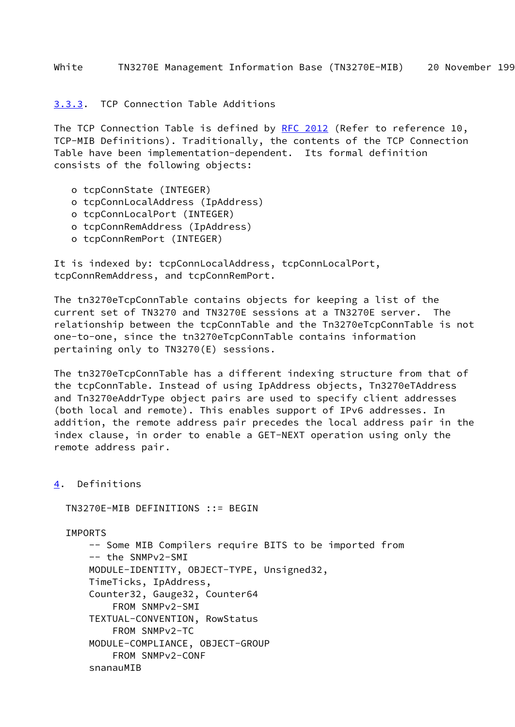### 3.3.3. TCP Connection Table Additions

The TCP Connection Table is defined by RFC 2012 (Refer to reference 10, TCP-MIB Definitions). Traditionally, the contents of the TCP Connection Table have been implementation-dependent. Its formal definition consists of the following objects:

- o tcpConnState (INTEGER)
- o tcpConnLocalAddress (IpAddress)
- o tcpConnLocalPort (INTEGER)
- o tcpConnRemAddress (IpAddress)
- o tcpConnRemPort (INTEGER)

It is indexed by: tcpConnLocalAddress, tcpConnLocalPort, tcpConnRemAddress, and tcpConnRemPort.

The tn3270eTcpConnTable contains objects for keeping a list of the current set of TN3270 and TN3270E sessions at a TN3270E server. The relationship between the tcpConnTable and the Tn3270eTcpConnTable is not one-to-one, since the tn3270eTcpConnTable contains information pertaining only to TN3270(E) sessions.

The tn3270eTcpConnTable has a different indexing structure from that of the tcpConnTable. Instead of using IpAddress objects, Tn3270eTAddress and Tn3270eAddrType object pairs are used to specify client addresses (both local and remote). This enables support of IPv6 addresses. In addition, the remote address pair precedes the local address pair in the index clause, in order to enable a GET-NEXT operation using only the remote address pair.

## 4. Definitions

```
TN3270E-MIB DEFINITIONS ::= BEGIN

IMPORTS
    -- Some MIB Compilers require BITS to be imported from
    -- the SNMPv2-SMI
    MODULE-IDENTITY, OBJECT-TYPE, Unsigned32,
    TimeTicks, IpAddress,
    Counter32, Gauge32, Counter64
        FROM SNMPv2-SMI
    TEXTUAL-CONVENTION, RowStatus
        FROM SNMPv2-TC
    MODULE-COMPLIANCE, OBJECT-GROUP
        FROM SNMPv2-CONF
    snanauMIB
```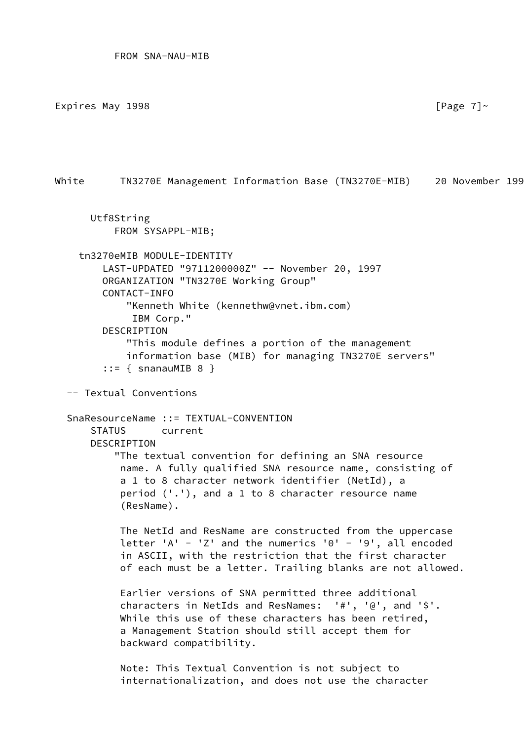```
          FROM SNA-NAU-MIB
```

```
      Utf8String
          FROM SYSAPPL-MIB;

    tn3270eMIB MODULE-IDENTITY
        LAST-UPDATED "9711200000Z" -- November 20, 1997
        ORGANIZATION "TN3270E Working Group"
        CONTACT-INFO
            "Kenneth White (kennethw@vnet.ibm.com)
             IBM Corp."
        DESCRIPTION
            "This module defines a portion of the management
            information base (MIB) for managing TN3270E servers"
        ::= { snanauMIB 8 }

  -- Textual Conventions

  SnaResourceName ::= TEXTUAL-CONVENTION
      STATUS      current
      DESCRIPTION
          "The textual convention for defining an SNA resource
           name. A fully qualified SNA resource name, consisting of
           a 1 to 8 character network identifier (NetId), a
           period ('.'), and a 1 to 8 character resource name
           (ResName).

           The NetId and ResName are constructed from the uppercase
           letter 'A' - 'Z' and the numerics '0' - '9', all encoded
           in ASCII, with the restriction that the first character
           of each must be a letter. Trailing blanks are not allowed.

           Earlier versions of SNA permitted three additional
           characters in NetIds and ResNames:  '#', '@', and '$'.
           While this use of these characters has been retired,
           a Management Station should still accept them for
           backward compatibility.

           Note: This Textual Convention is not subject to
           internationalization, and does not use the character
```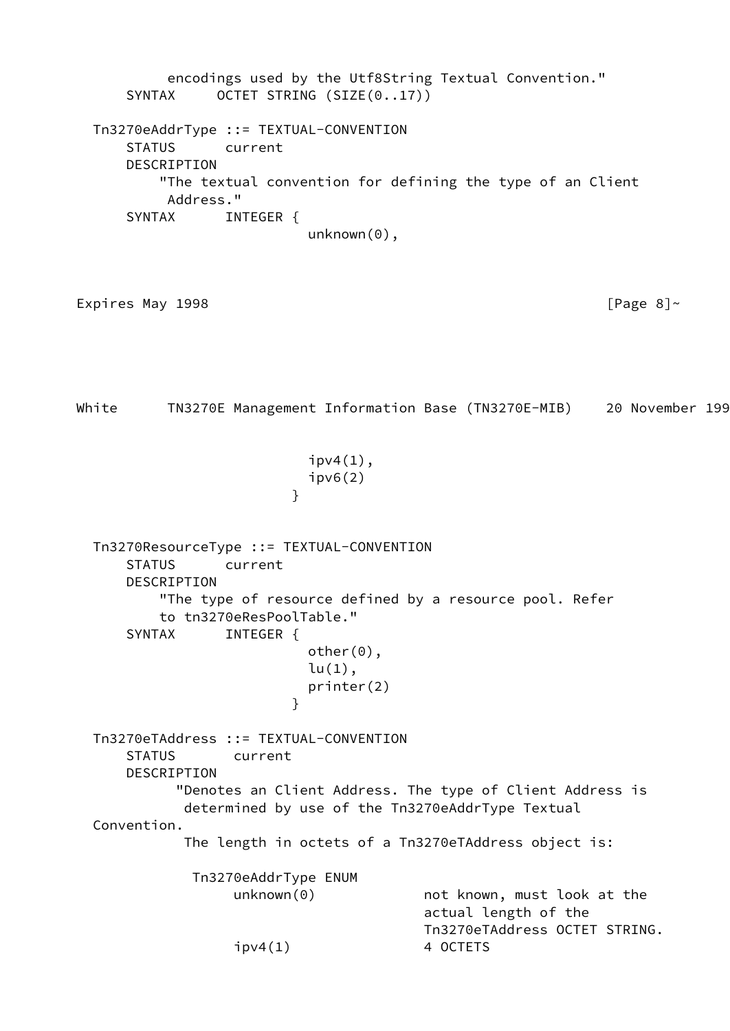```
          encodings used by the Utf8String Textual Convention."
     SYNTAX     OCTET STRING (SIZE(0..17))

 Tn3270eAddrType ::= TEXTUAL-CONVENTION
     STATUS      current
     DESCRIPTION
         "The textual convention for defining the type of an Client
          Address."
     SYNTAX      INTEGER {
                         unknown(0),
                         ipv4(1),
                         ipv6(2)
                       }


 Tn3270ResourceType ::= TEXTUAL-CONVENTION
     STATUS      current
     DESCRIPTION
         "The type of resource defined by a resource pool. Refer
         to tn3270eResPoolTable."
     SYNTAX      INTEGER {
                         other(0),
                         lu(1),
                         printer(2)
                       }

 Tn3270eTAddress ::= TEXTUAL-CONVENTION
     STATUS       current
     DESCRIPTION
           "Denotes an Client Address. The type of Client Address is
            determined by use of the Tn3270eAddrType Textual
 Convention.
            The length in octets of a Tn3270eTAddress object is:

             Tn3270eAddrType ENUM
                  unknown(0)             not known, must look at the
                                         actual length of the
                                         Tn3270eTAddress OCTET STRING.
                  ipv4(1)                4 OCTETS
```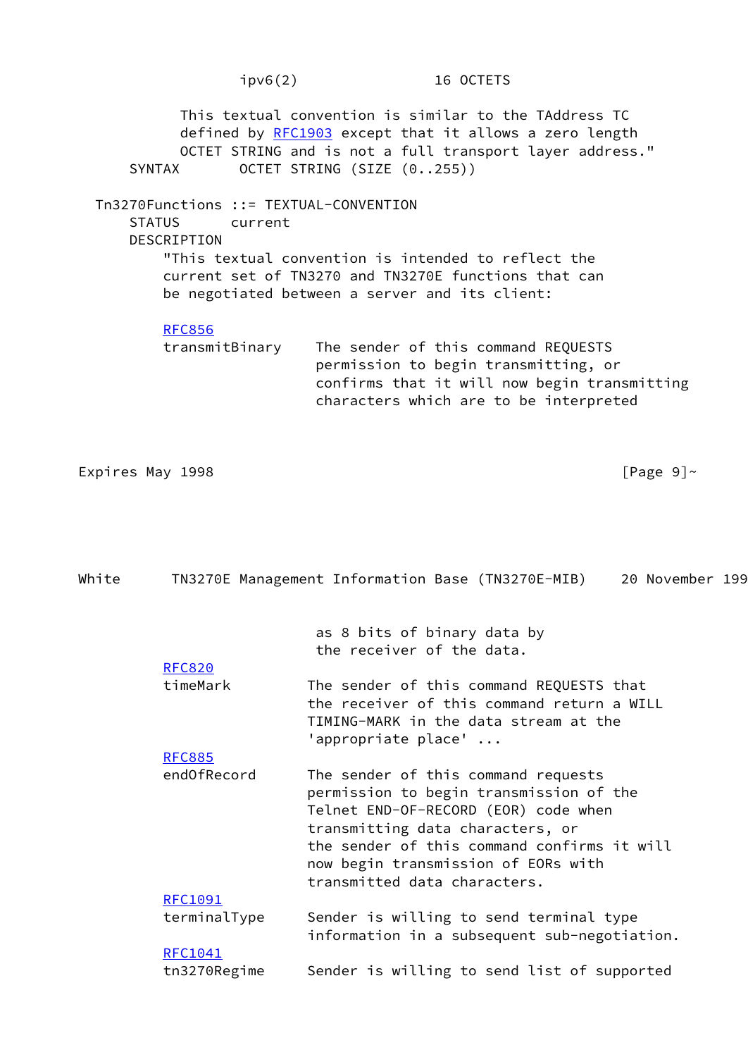```
                  ipv6(2)               16 OCTETS

           This textual convention is similar to the TAddress TC
           defined by RFC1903 except that it allows a zero length
           OCTET STRING and is not a full transport layer address."
      SYNTAX       OCTET STRING (SIZE (0..255))

  Tn3270Functions ::= TEXTUAL-CONVENTION
      STATUS      current
      DESCRIPTION
          "This textual convention is intended to reflect the
          current set of TN3270 and TN3270E functions that can
          be negotiated between a server and its client:

          RFC856
          transmitBinary    The sender of this command REQUESTS
                            permission to begin transmitting, or
                            confirms that it will now begin transmitting
                            characters which are to be interpreted
                            as 8 bits of binary data by
                            the receiver of the data.
          RFC820
          timeMark         The sender of this command REQUESTS that
                           the receiver of this command return a WILL
                           TIMING-MARK in the data stream at the
                           'appropriate place' ...
          RFC885
          endOfRecord      The sender of this command requests
                           permission to begin transmission of the
                           Telnet END-OF-RECORD (EOR) code when
                           transmitting data characters, or
                           the sender of this command confirms it will
                           now begin transmission of EORs with
                           transmitted data characters.
          RFC1091
          terminalType     Sender is willing to send terminal type
                           information in a subsequent sub-negotiation.
          RFC1041
          tn3270Regime     Sender is willing to send list of supported
```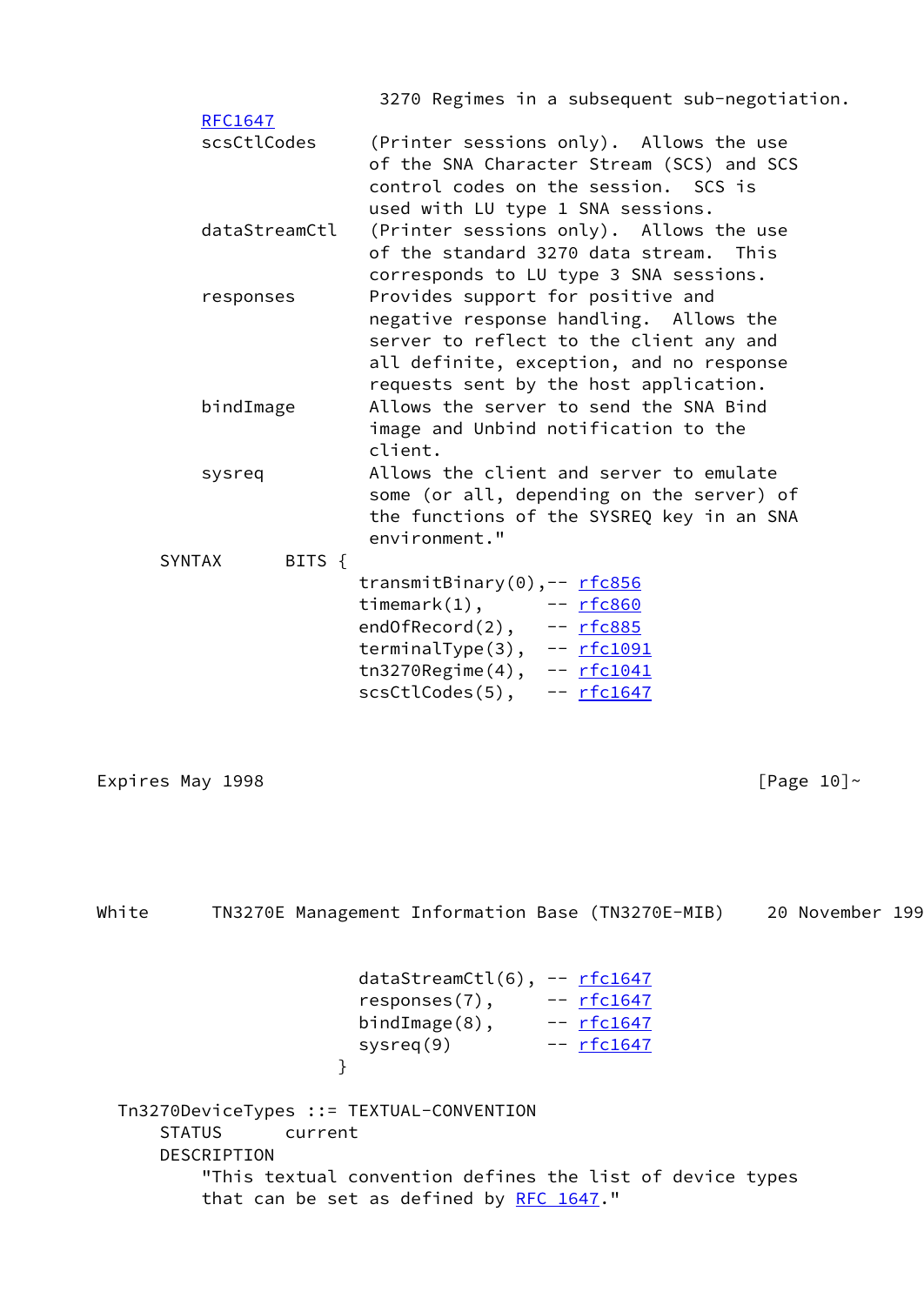```
                          3270 Regimes in a subsequent sub-negotiation.
        RFC1647
        scsCtlCodes     (Printer sessions only).  Allows the use
                        of the SNA Character Stream (SCS) and SCS
                        control codes on the session.  SCS is
                        used with LU type 1 SNA sessions.
        dataStreamCtl   (Printer sessions only).  Allows the use
                        of the standard 3270 data stream.  This
                        corresponds to LU type 3 SNA sessions.
        responses       Provides support for positive and
                        negative response handling.  Allows the
                        server to reflect to the client any and
                        all definite, exception, and no response
                        requests sent by the host application.
        bindImage       Allows the server to send the SNA Bind
                        image and Unbind notification to the
                        client.
        sysreq          Allows the client and server to emulate
                        some (or all, depending on the server) of
                        the functions of the SYSREQ key in an SNA
                        environment."
    SYNTAX      BITS {
                       transmitBinary(0),-- rfc856
                       timemark(1),      -- rfc860
                       endOfRecord(2),   -- rfc885
                       terminalType(3),  -- rfc1091
                       tn3270Regime(4),  -- rfc1041
                       scsCtlCodes(5),   -- rfc1647
                       dataStreamCtl(6), -- rfc1647
                       responses(7),     -- rfc1647
                       bindImage(8),     -- rfc1647
                       sysreq(9)         -- rfc1647
                     }

  Tn3270DeviceTypes ::= TEXTUAL-CONVENTION
    STATUS      current
    DESCRIPTION
        "This textual convention defines the list of device types
        that can be set as defined by RFC 1647."
```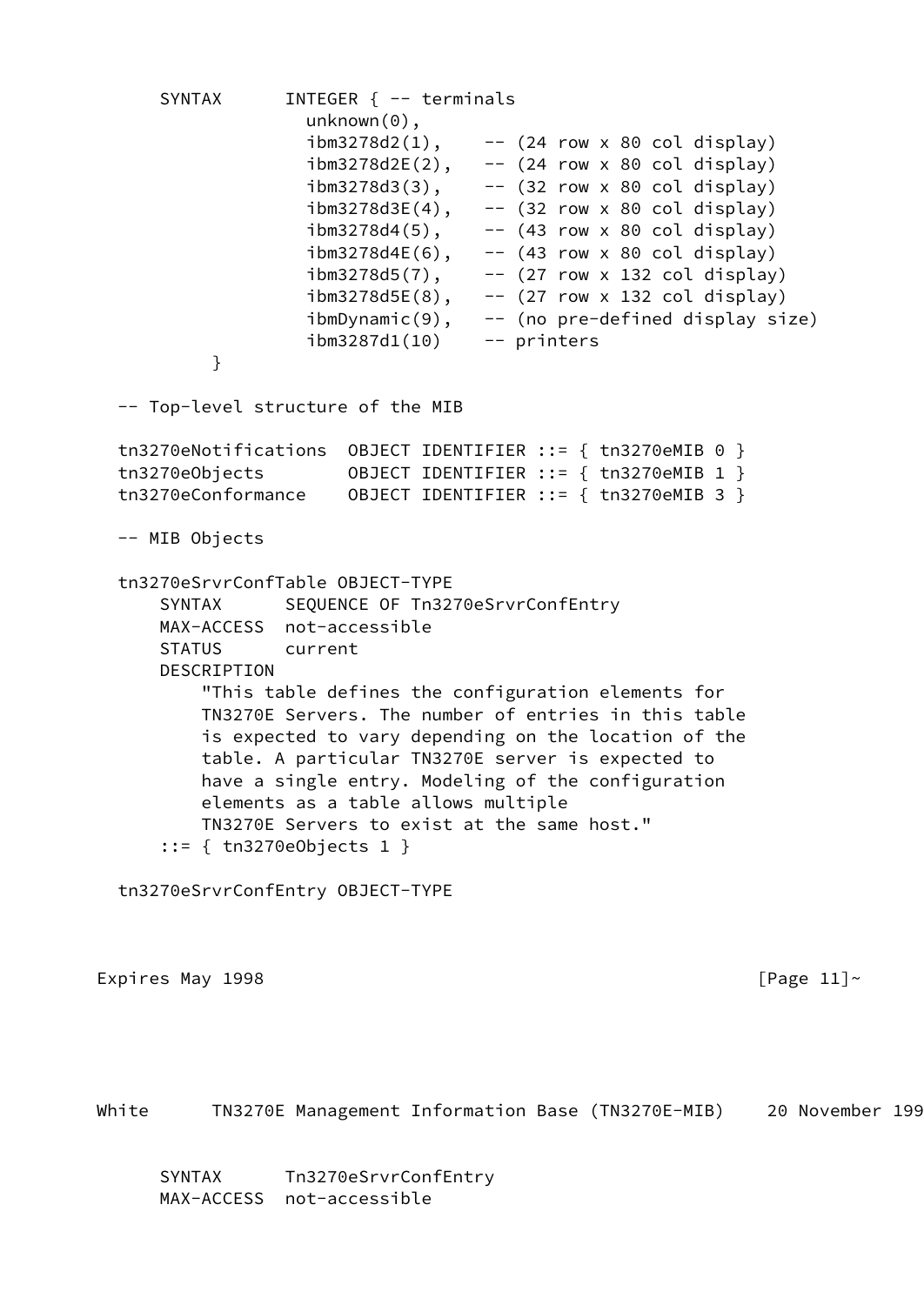```
      SYNTAX      INTEGER { -- terminals
                    unknown(0),
                    ibm3278d2(1),    -- (24 row x 80 col display)
                    ibm3278d2E(2),   -- (24 row x 80 col display)
                    ibm3278d3(3),    -- (32 row x 80 col display)
                    ibm3278d3E(4),   -- (32 row x 80 col display)
                    ibm3278d4(5),    -- (43 row x 80 col display)
                    ibm3278d4E(6),   -- (43 row x 80 col display)
                    ibm3278d5(7),    -- (27 row x 132 col display)
                    ibm3278d5E(8),   -- (27 row x 132 col display)
                    ibmDynamic(9),   -- (no pre-defined display size)
                    ibm3287d1(10)    -- printers
           }

  -- Top-level structure of the MIB

  tn3270eNotifications  OBJECT IDENTIFIER ::= { tn3270eMIB 0 }
  tn3270eObjects        OBJECT IDENTIFIER ::= { tn3270eMIB 1 }
  tn3270eConformance    OBJECT IDENTIFIER ::= { tn3270eMIB 3 }

  -- MIB Objects

  tn3270eSrvrConfTable OBJECT-TYPE
      SYNTAX      SEQUENCE OF Tn3270eSrvrConfEntry
      MAX-ACCESS  not-accessible
      STATUS      current
      DESCRIPTION
          "This table defines the configuration elements for
          TN3270E Servers. The number of entries in this table
          is expected to vary depending on the location of the
          table. A particular TN3270E server is expected to
          have a single entry. Modeling of the configuration
          elements as a table allows multiple
          TN3270E Servers to exist at the same host."
      ::= { tn3270eObjects 1 }

  tn3270eSrvrConfEntry OBJECT-TYPE
      SYNTAX      Tn3270eSrvrConfEntry
      MAX-ACCESS  not-accessible
```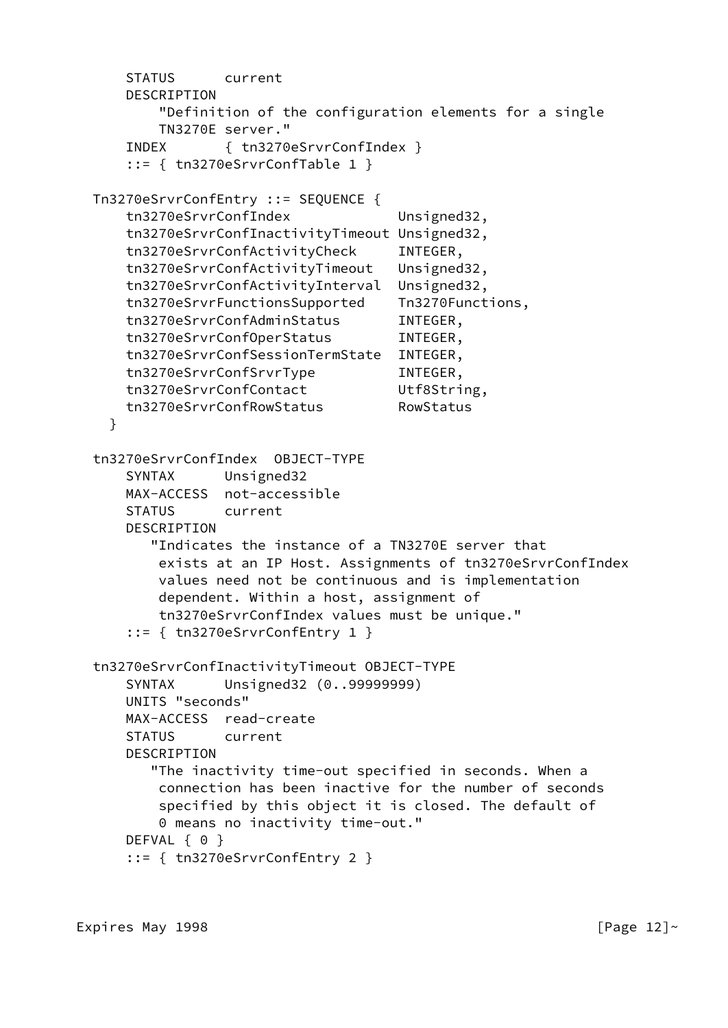```
    STATUS      current
    DESCRIPTION
        "Definition of the configuration elements for a single
        TN3270E server."
    INDEX       { tn3270eSrvrConfIndex }
    ::= { tn3270eSrvrConfTable 1 }

Tn3270eSrvrConfEntry ::= SEQUENCE {
    tn3270eSrvrConfIndex             Unsigned32,
    tn3270eSrvrConfInactivityTimeout Unsigned32,
    tn3270eSrvrConfActivityCheck     INTEGER,
    tn3270eSrvrConfActivityTimeout   Unsigned32,
    tn3270eSrvrConfActivityInterval  Unsigned32,
    tn3270eSrvrFunctionsSupported    Tn3270Functions,
    tn3270eSrvrConfAdminStatus       INTEGER,
    tn3270eSrvrConfOperStatus        INTEGER,
    tn3270eSrvrConfSessionTermState  INTEGER,
    tn3270eSrvrConfSrvrType          INTEGER,
    tn3270eSrvrConfContact           Utf8String,
    tn3270eSrvrConfRowStatus         RowStatus
  }

tn3270eSrvrConfIndex  OBJECT-TYPE
    SYNTAX      Unsigned32
    MAX-ACCESS  not-accessible
    STATUS      current
    DESCRIPTION
       "Indicates the instance of a TN3270E server that
        exists at an IP Host. Assignments of tn3270eSrvrConfIndex
        values need not be continuous and is implementation
        dependent. Within a host, assignment of
        tn3270eSrvrConfIndex values must be unique."
    ::= { tn3270eSrvrConfEntry 1 }

tn3270eSrvrConfInactivityTimeout OBJECT-TYPE
    SYNTAX      Unsigned32 (0..99999999)
    UNITS "seconds"
    MAX-ACCESS  read-create
    STATUS      current
    DESCRIPTION
       "The inactivity time-out specified in seconds. When a
        connection has been inactive for the number of seconds
        specified by this object it is closed. The default of
        0 means no inactivity time-out."
    DEFVAL { 0 }
    ::= { tn3270eSrvrConfEntry 2 }
```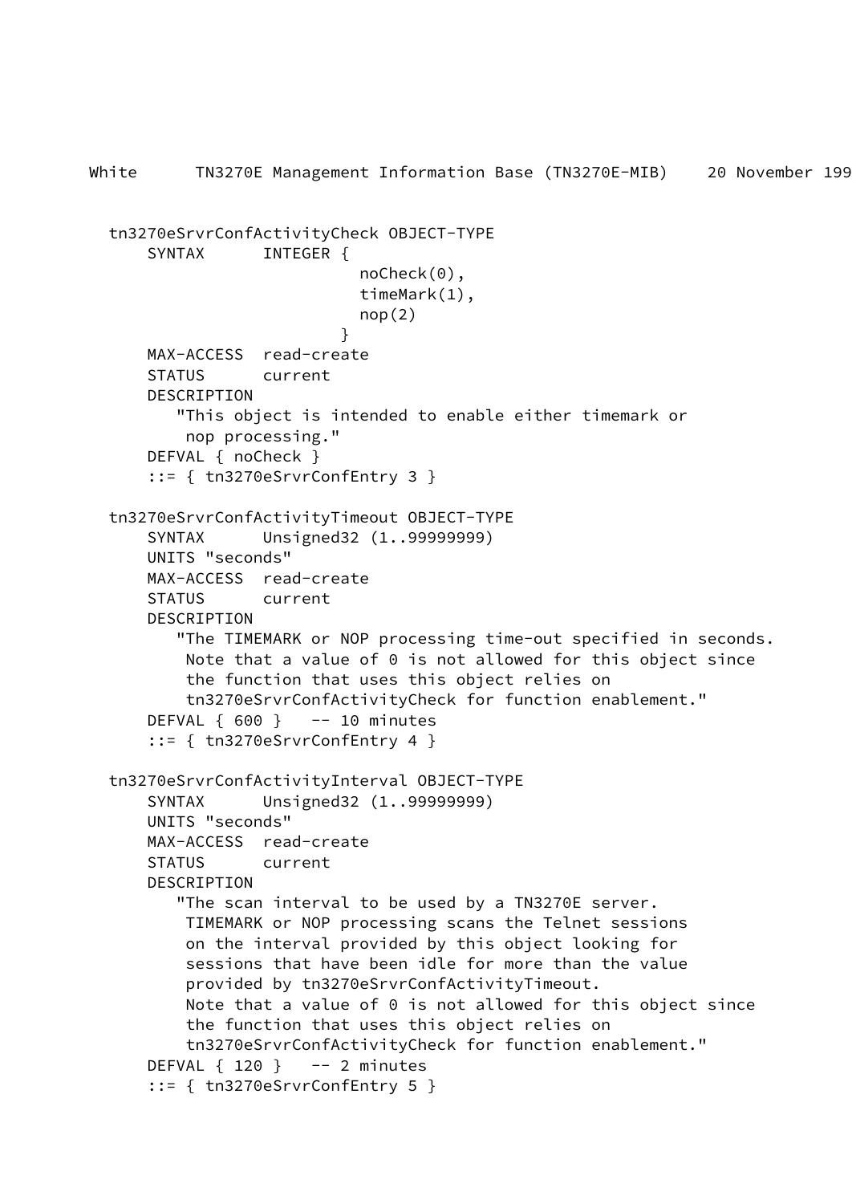```
tn3270eSrvrConfActivityCheck OBJECT-TYPE
    SYNTAX      INTEGER {
                          noCheck(0),
                          timeMark(1),
                          nop(2)
                        }
    MAX-ACCESS  read-create
    STATUS      current
    DESCRIPTION
       "This object is intended to enable either timemark or
        nop processing."
    DEFVAL { noCheck }
    ::= { tn3270eSrvrConfEntry 3 }

tn3270eSrvrConfActivityTimeout OBJECT-TYPE
    SYNTAX      Unsigned32 (1..99999999)
    UNITS "seconds"
    MAX-ACCESS  read-create
    STATUS      current
    DESCRIPTION
       "The TIMEMARK or NOP processing time-out specified in seconds.
        Note that a value of 0 is not allowed for this object since
        the function that uses this object relies on
        tn3270eSrvrConfActivityCheck for function enablement."
    DEFVAL { 600 }   -- 10 minutes
    ::= { tn3270eSrvrConfEntry 4 }

tn3270eSrvrConfActivityInterval OBJECT-TYPE
    SYNTAX      Unsigned32 (1..99999999)
    UNITS "seconds"
    MAX-ACCESS  read-create
    STATUS      current
    DESCRIPTION
       "The scan interval to be used by a TN3270E server.
        TIMEMARK or NOP processing scans the Telnet sessions
        on the interval provided by this object looking for
        sessions that have been idle for more than the value
        provided by tn3270eSrvrConfActivityTimeout.
        Note that a value of 0 is not allowed for this object since
        the function that uses this object relies on
        tn3270eSrvrConfActivityCheck for function enablement."
    DEFVAL { 120 }   -- 2 minutes
    ::= { tn3270eSrvrConfEntry 5 }
```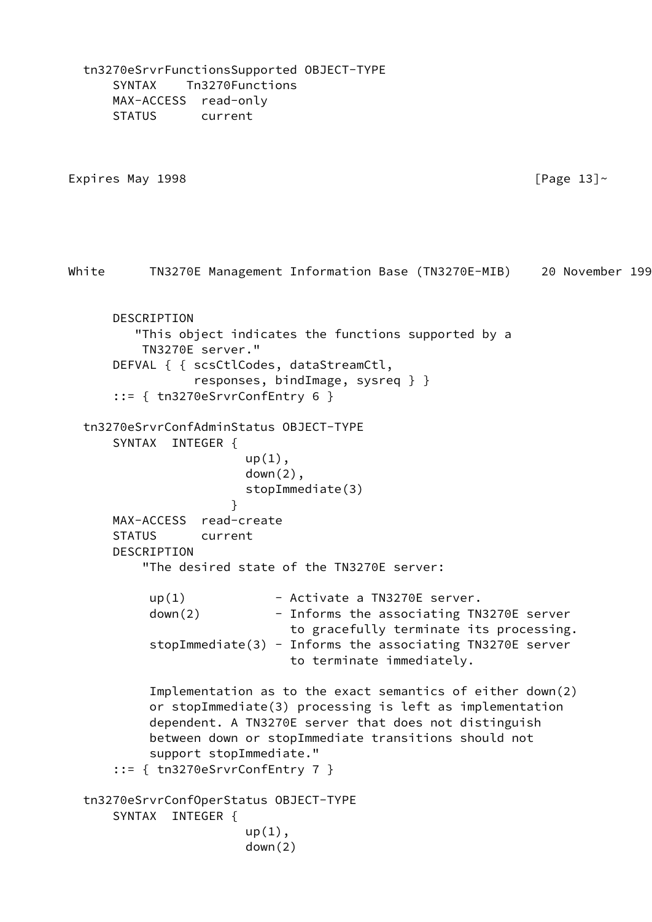```
  tn3270eSrvrFunctionsSupported OBJECT-TYPE
      SYNTAX    Tn3270Functions
      MAX-ACCESS  read-only
      STATUS      current
      DESCRIPTION
         "This object indicates the functions supported by a
          TN3270E server."
      DEFVAL { { scsCtlCodes, dataStreamCtl,
                 responses, bindImage, sysreq } }
      ::= { tn3270eSrvrConfEntry 6 }

  tn3270eSrvrConfAdminStatus OBJECT-TYPE
      SYNTAX  INTEGER {
                        up(1),
                        down(2),
                        stopImmediate(3)
                      }
      MAX-ACCESS  read-create
      STATUS      current
      DESCRIPTION
          "The desired state of the TN3270E server:

           up(1)            - Activate a TN3270E server.
           down(2)          - Informs the associating TN3270E server
                              to gracefully terminate its processing.
           stopImmediate(3) - Informs the associating TN3270E server
                              to terminate immediately.

           Implementation as to the exact semantics of either down(2)
           or stopImmediate(3) processing is left as implementation
           dependent. A TN3270E server that does not distinguish
           between down or stopImmediate transitions should not
           support stopImmediate."
      ::= { tn3270eSrvrConfEntry 7 }

  tn3270eSrvrConfOperStatus OBJECT-TYPE
      SYNTAX  INTEGER {
                        up(1),
                        down(2)
```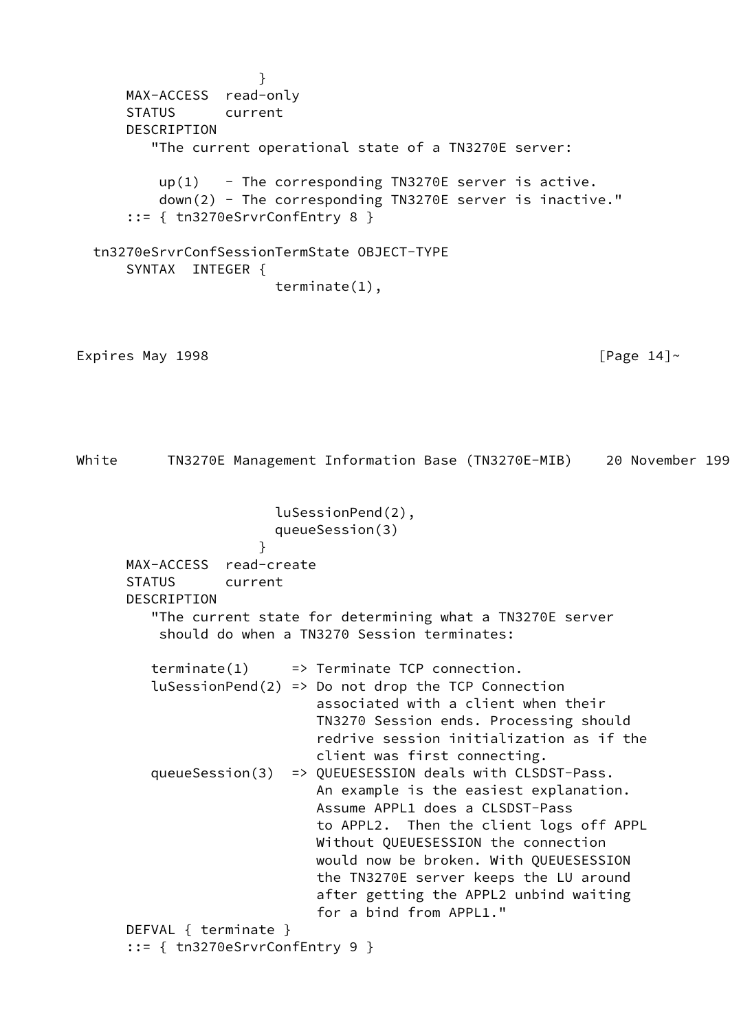```
                     }
      MAX-ACCESS  read-only
      STATUS      current
      DESCRIPTION
         "The current operational state of a TN3270E server:

          up(1)   - The corresponding TN3270E server is active.
          down(2) - The corresponding TN3270E server is inactive."
      ::= { tn3270eSrvrConfEntry 8 }

  tn3270eSrvrConfSessionTermState OBJECT-TYPE
      SYNTAX  INTEGER {
                       terminate(1),
                       luSessionPend(2),
                       queueSession(3)
                     }
      MAX-ACCESS  read-create
      STATUS      current
      DESCRIPTION
         "The current state for determining what a TN3270E server
          should do when a TN3270 Session terminates:

         terminate(1)     => Terminate TCP connection.
         luSessionPend(2) => Do not drop the TCP Connection
                             associated with a client when their
                             TN3270 Session ends. Processing should
                             redrive session initialization as if the
                             client was first connecting.
         queueSession(3)  => QUEUESESSION deals with CLSDST-Pass.
                             An example is the easiest explanation.
                             Assume APPL1 does a CLSDST-Pass
                             to APPL2.  Then the client logs off APPL
                             Without QUEUESESSION the connection
                             would now be broken. With QUEUESESSION
                             the TN3270E server keeps the LU around
                             after getting the APPL2 unbind waiting
                             for a bind from APPL1."
      DEFVAL { terminate }
      ::= { tn3270eSrvrConfEntry 9 }
```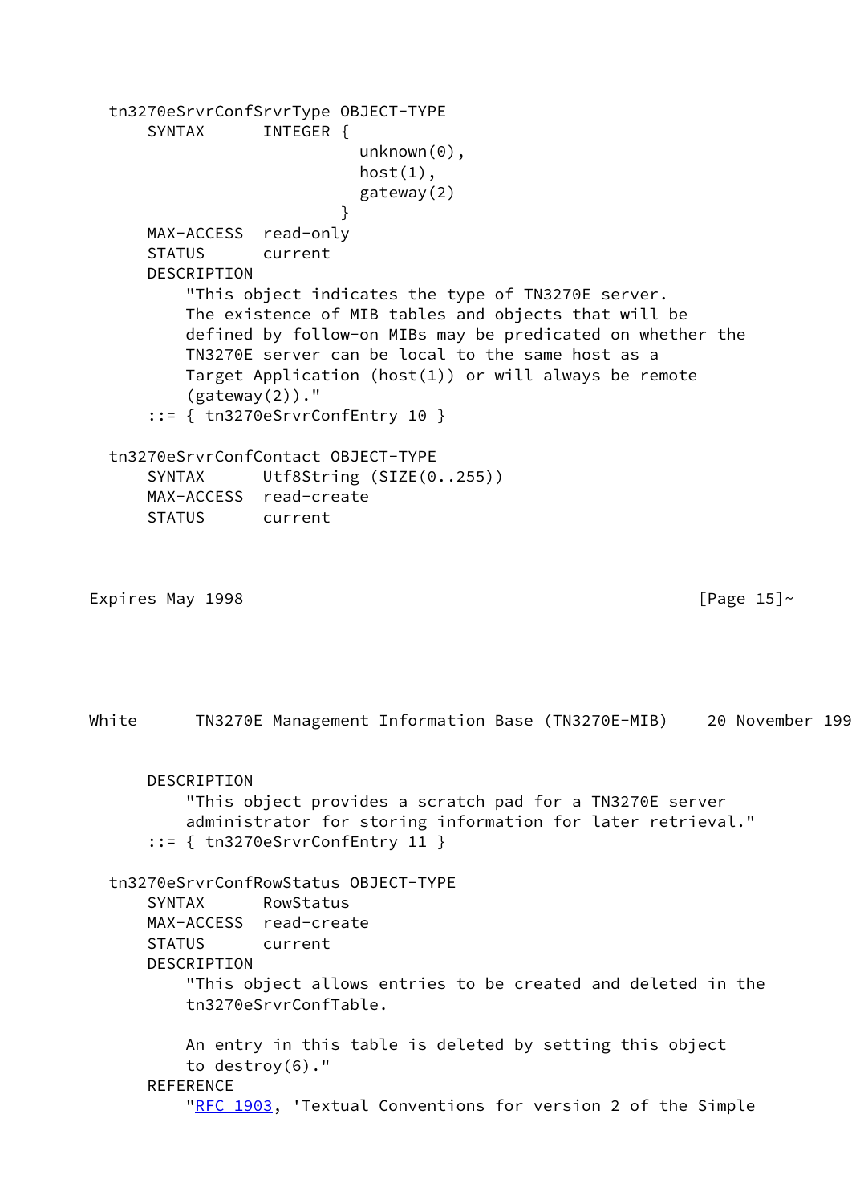```
  tn3270eSrvrConfSrvrType OBJECT-TYPE
      SYNTAX      INTEGER {
                            unknown(0),
                            host(1),
                            gateway(2)
                          }
      MAX-ACCESS  read-only
      STATUS      current
      DESCRIPTION
          "This object indicates the type of TN3270E server.
          The existence of MIB tables and objects that will be
          defined by follow-on MIBs may be predicated on whether the
          TN3270E server can be local to the same host as a
          Target Application (host(1)) or will always be remote
          (gateway(2))."
      ::= { tn3270eSrvrConfEntry 10 }

  tn3270eSrvrConfContact OBJECT-TYPE
      SYNTAX      Utf8String (SIZE(0..255))
      MAX-ACCESS  read-create
      STATUS      current
      DESCRIPTION
          "This object provides a scratch pad for a TN3270E server
          administrator for storing information for later retrieval."
      ::= { tn3270eSrvrConfEntry 11 }

  tn3270eSrvrConfRowStatus OBJECT-TYPE
      SYNTAX      RowStatus
      MAX-ACCESS  read-create
      STATUS      current
      DESCRIPTION
          "This object allows entries to be created and deleted in the
          tn3270eSrvrConfTable.

          An entry in this table is deleted by setting this object
          to destroy(6)."
      REFERENCE
          "RFC 1903, 'Textual Conventions for version 2 of the Simple
```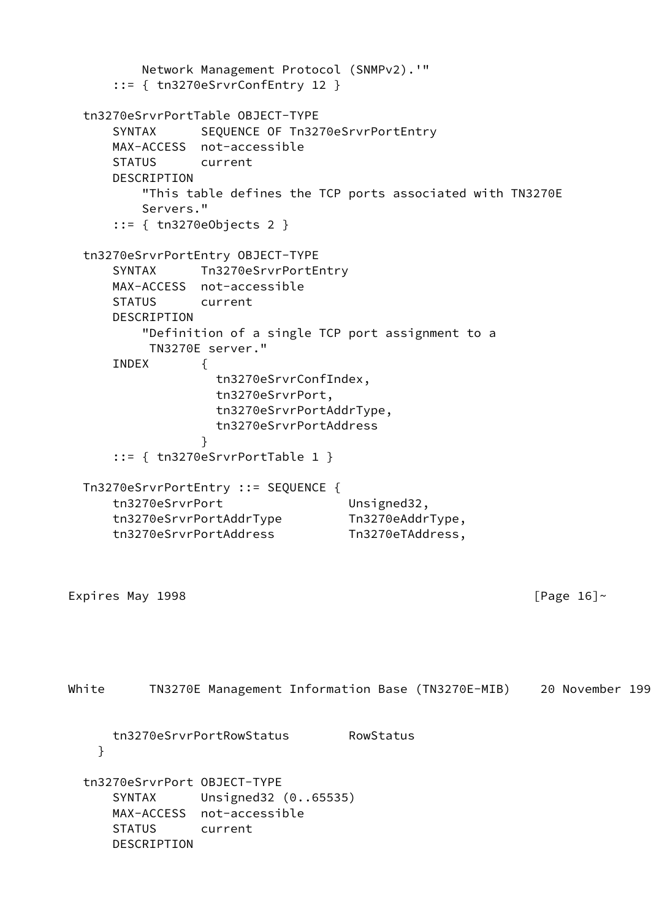```
          Network Management Protocol (SNMPv2).'"
      ::= { tn3270eSrvrConfEntry 12 }

  tn3270eSrvrPortTable OBJECT-TYPE
      SYNTAX      SEQUENCE OF Tn3270eSrvrPortEntry
      MAX-ACCESS  not-accessible
      STATUS      current
      DESCRIPTION
          "This table defines the TCP ports associated with TN3270E
          Servers."
      ::= { tn3270eObjects 2 }

  tn3270eSrvrPortEntry OBJECT-TYPE
      SYNTAX      Tn3270eSrvrPortEntry
      MAX-ACCESS  not-accessible
      STATUS      current
      DESCRIPTION
          "Definition of a single TCP port assignment to a
           TN3270E server."
      INDEX       {
                    tn3270eSrvrConfIndex,
                    tn3270eSrvrPort,
                    tn3270eSrvrPortAddrType,
                    tn3270eSrvrPortAddress
                  }
      ::= { tn3270eSrvrPortTable 1 }

  Tn3270eSrvrPortEntry ::= SEQUENCE {
      tn3270eSrvrPort                 Unsigned32,
      tn3270eSrvrPortAddrType         Tn3270eAddrType,
      tn3270eSrvrPortAddress          Tn3270eTAddress,
      tn3270eSrvrPortRowStatus        RowStatus
    }

  tn3270eSrvrPort OBJECT-TYPE
      SYNTAX      Unsigned32 (0..65535)
      MAX-ACCESS  not-accessible
      STATUS      current
      DESCRIPTION
```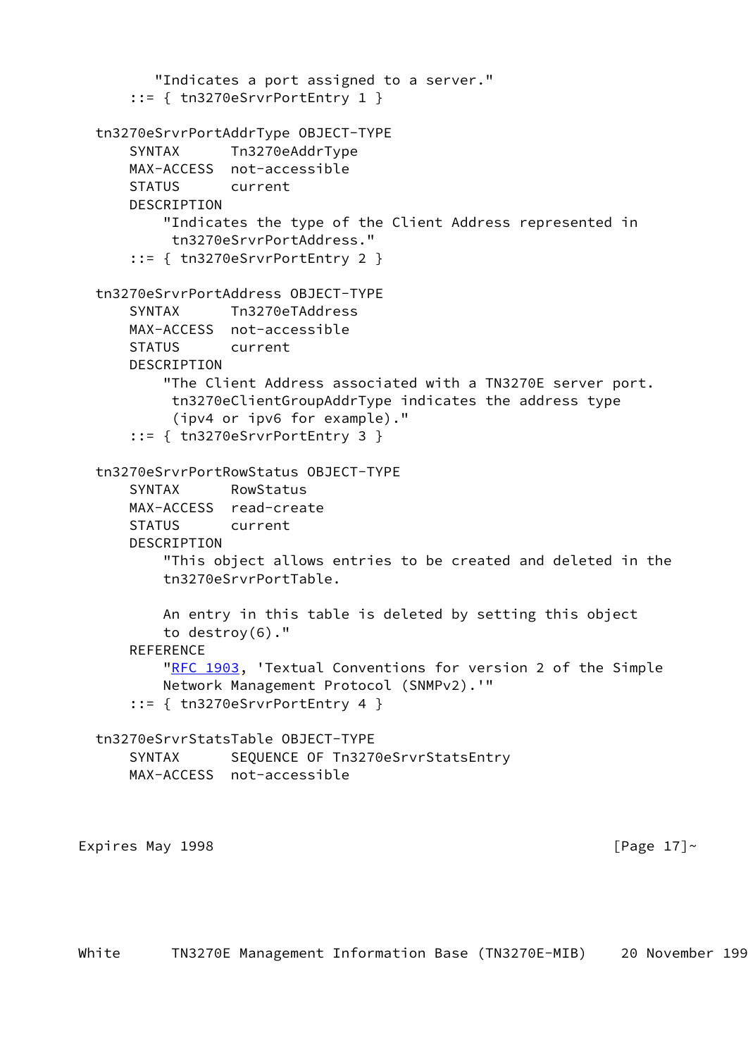```
          "Indicates a port assigned to a server."
      ::= { tn3270eSrvrPortEntry 1 }

  tn3270eSrvrPortAddrType OBJECT-TYPE
      SYNTAX      Tn3270eAddrType
      MAX-ACCESS  not-accessible
      STATUS      current
      DESCRIPTION
          "Indicates the type of the Client Address represented in
           tn3270eSrvrPortAddress."
      ::= { tn3270eSrvrPortEntry 2 }

  tn3270eSrvrPortAddress OBJECT-TYPE
      SYNTAX      Tn3270eTAddress
      MAX-ACCESS  not-accessible
      STATUS      current
      DESCRIPTION
          "The Client Address associated with a TN3270E server port.
           tn3270eClientGroupAddrType indicates the address type
           (ipv4 or ipv6 for example)."
      ::= { tn3270eSrvrPortEntry 3 }

  tn3270eSrvrPortRowStatus OBJECT-TYPE
      SYNTAX      RowStatus
      MAX-ACCESS  read-create
      STATUS      current
      DESCRIPTION
          "This object allows entries to be created and deleted in the
          tn3270eSrvrPortTable.

          An entry in this table is deleted by setting this object
          to destroy(6)."
      REFERENCE
          "RFC 1903, 'Textual Conventions for version 2 of the Simple
          Network Management Protocol (SNMPv2).'"
      ::= { tn3270eSrvrPortEntry 4 }

  tn3270eSrvrStatsTable OBJECT-TYPE
      SYNTAX      SEQUENCE OF Tn3270eSrvrStatsEntry
      MAX-ACCESS  not-accessible
```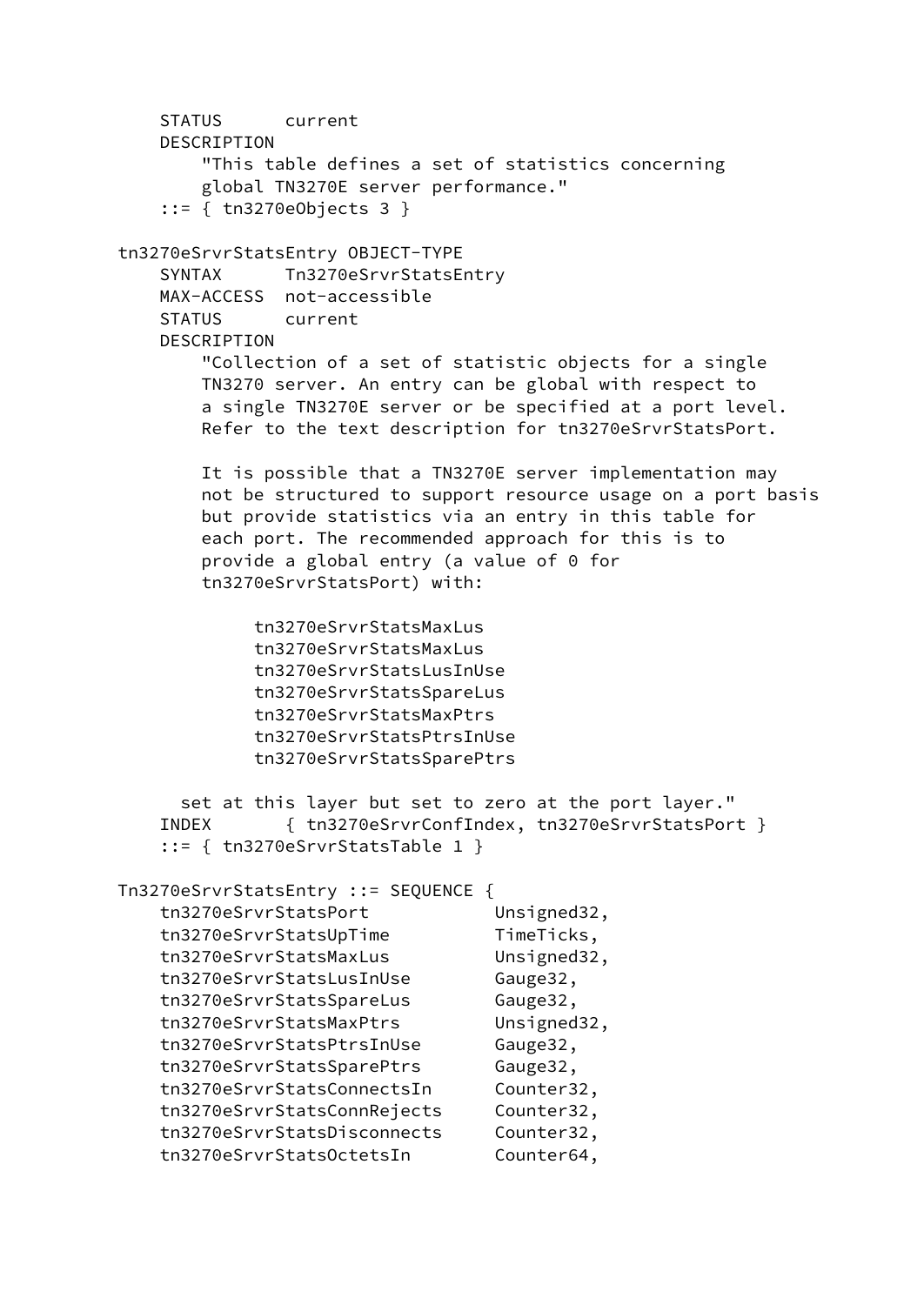```
    STATUS      current
    DESCRIPTION
        "This table defines a set of statistics concerning
        global TN3270E server performance."
    ::= { tn3270eObjects 3 }

tn3270eSrvrStatsEntry OBJECT-TYPE
    SYNTAX      Tn3270eSrvrStatsEntry
    MAX-ACCESS  not-accessible
    STATUS      current
    DESCRIPTION
        "Collection of a set of statistic objects for a single
        TN3270 server. An entry can be global with respect to
        a single TN3270E server or be specified at a port level.
        Refer to the text description for tn3270eSrvrStatsPort.

        It is possible that a TN3270E server implementation may
        not be structured to support resource usage on a port basis
        but provide statistics via an entry in this table for
        each port. The recommended approach for this is to
        provide a global entry (a value of 0 for
        tn3270eSrvrStatsPort) with:

             tn3270eSrvrStatsMaxLus
             tn3270eSrvrStatsMaxLus
             tn3270eSrvrStatsLusInUse
             tn3270eSrvrStatsSpareLus
             tn3270eSrvrStatsMaxPtrs
             tn3270eSrvrStatsPtrsInUse
             tn3270eSrvrStatsSparePtrs

      set at this layer but set to zero at the port layer."
    INDEX       { tn3270eSrvrConfIndex, tn3270eSrvrStatsPort }
    ::= { tn3270eSrvrStatsTable 1 }

Tn3270eSrvrStatsEntry ::= SEQUENCE {
    tn3270eSrvrStatsPort            Unsigned32,
    tn3270eSrvrStatsUpTime          TimeTicks,
    tn3270eSrvrStatsMaxLus          Unsigned32,
    tn3270eSrvrStatsLusInUse        Gauge32,
    tn3270eSrvrStatsSpareLus        Gauge32,
    tn3270eSrvrStatsMaxPtrs         Unsigned32,
    tn3270eSrvrStatsPtrsInUse       Gauge32,
    tn3270eSrvrStatsSparePtrs       Gauge32,
    tn3270eSrvrStatsConnectsIn      Counter32,
    tn3270eSrvrStatsConnRejects     Counter32,
    tn3270eSrvrStatsDisconnects     Counter32,
    tn3270eSrvrStatsOctetsIn        Counter64,
```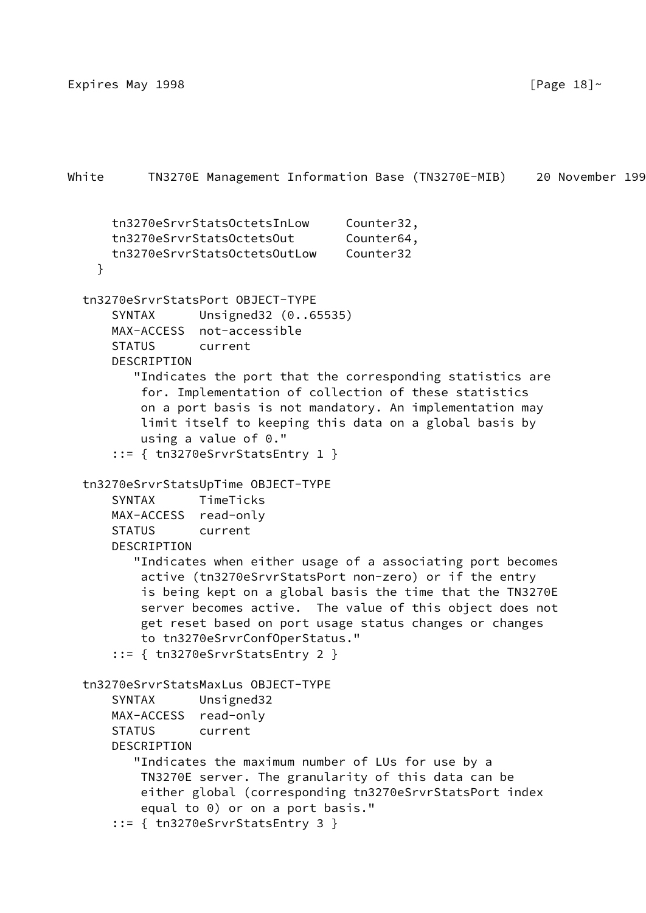```
      tn3270eSrvrStatsOctetsInLow     Counter32,
      tn3270eSrvrStatsOctetsOut       Counter64,
      tn3270eSrvrStatsOctetsOutLow    Counter32
    }

  tn3270eSrvrStatsPort OBJECT-TYPE
      SYNTAX      Unsigned32 (0..65535)
      MAX-ACCESS  not-accessible
      STATUS      current
      DESCRIPTION
         "Indicates the port that the corresponding statistics are
          for. Implementation of collection of these statistics
          on a port basis is not mandatory. An implementation may
          limit itself to keeping this data on a global basis by
          using a value of 0."
      ::= { tn3270eSrvrStatsEntry 1 }

  tn3270eSrvrStatsUpTime OBJECT-TYPE
      SYNTAX      TimeTicks
      MAX-ACCESS  read-only
      STATUS      current
      DESCRIPTION
         "Indicates when either usage of a associating port becomes
          active (tn3270eSrvrStatsPort non-zero) or if the entry
          is being kept on a global basis the time that the TN3270E
          server becomes active.  The value of this object does not
          get reset based on port usage status changes or changes
          to tn3270eSrvrConfOperStatus."
      ::= { tn3270eSrvrStatsEntry 2 }

  tn3270eSrvrStatsMaxLus OBJECT-TYPE
      SYNTAX      Unsigned32
      MAX-ACCESS  read-only
      STATUS      current
      DESCRIPTION
         "Indicates the maximum number of LUs for use by a
          TN3270E server. The granularity of this data can be
          either global (corresponding tn3270eSrvrStatsPort index
          equal to 0) or on a port basis."
      ::= { tn3270eSrvrStatsEntry 3 }
```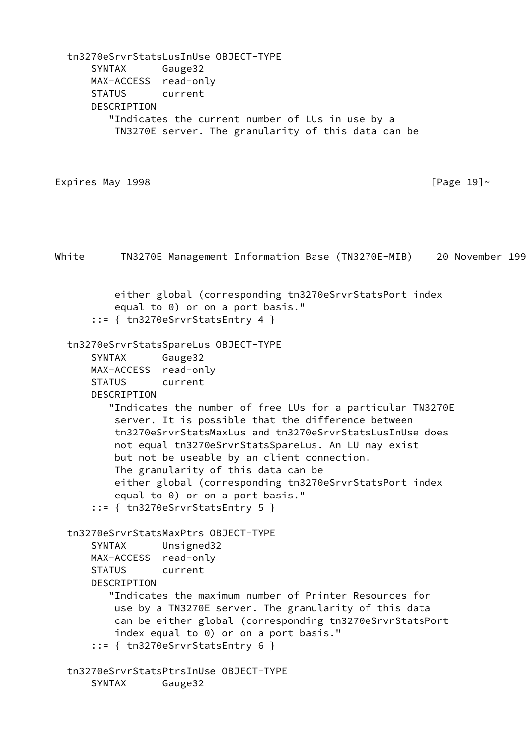```
  tn3270eSrvrStatsLusInUse OBJECT-TYPE
      SYNTAX      Gauge32
      MAX-ACCESS  read-only
      STATUS      current
      DESCRIPTION
         "Indicates the current number of LUs in use by a
          TN3270E server. The granularity of this data can be
          either global (corresponding tn3270eSrvrStatsPort index
          equal to 0) or on a port basis."
      ::= { tn3270eSrvrStatsEntry 4 }

  tn3270eSrvrStatsSpareLus OBJECT-TYPE
      SYNTAX      Gauge32
      MAX-ACCESS  read-only
      STATUS      current
      DESCRIPTION
         "Indicates the number of free LUs for a particular TN3270E
          server. It is possible that the difference between
          tn3270eSrvrStatsMaxLus and tn3270eSrvrStatsLusInUse does
          not equal tn3270eSrvrStatsSpareLus. An LU may exist
          but not be useable by an client connection.
          The granularity of this data can be
          either global (corresponding tn3270eSrvrStatsPort index
          equal to 0) or on a port basis."
      ::= { tn3270eSrvrStatsEntry 5 }

  tn3270eSrvrStatsMaxPtrs OBJECT-TYPE
      SYNTAX      Unsigned32
      MAX-ACCESS  read-only
      STATUS      current
      DESCRIPTION
         "Indicates the maximum number of Printer Resources for
          use by a TN3270E server. The granularity of this data
          can be either global (corresponding tn3270eSrvrStatsPort
          index equal to 0) or on a port basis."
      ::= { tn3270eSrvrStatsEntry 6 }

  tn3270eSrvrStatsPtrsInUse OBJECT-TYPE
      SYNTAX      Gauge32
```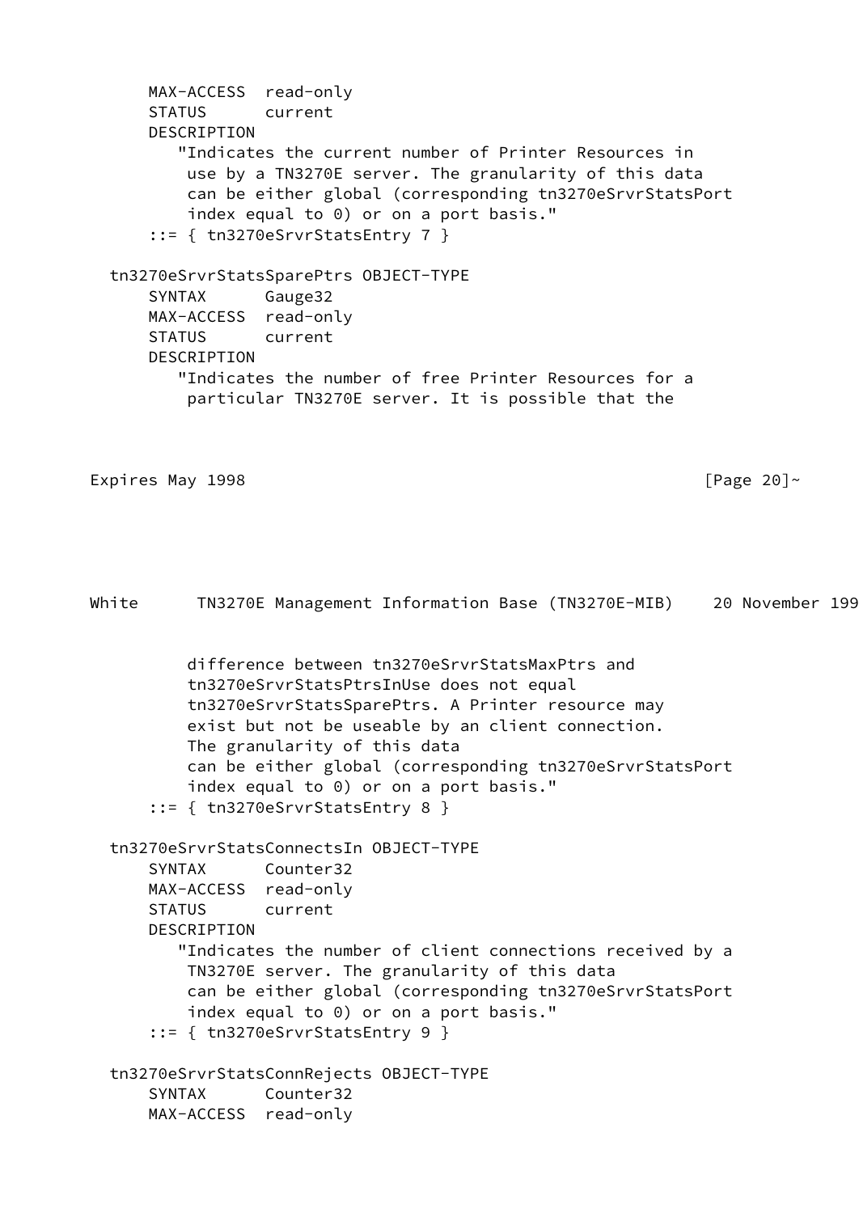```
      MAX-ACCESS  read-only
      STATUS      current
      DESCRIPTION
         "Indicates the current number of Printer Resources in
          use by a TN3270E server. The granularity of this data
          can be either global (corresponding tn3270eSrvrStatsPort
          index equal to 0) or on a port basis."
      ::= { tn3270eSrvrStatsEntry 7 }

  tn3270eSrvrStatsSparePtrs OBJECT-TYPE
      SYNTAX      Gauge32
      MAX-ACCESS  read-only
      STATUS      current
      DESCRIPTION
         "Indicates the number of free Printer Resources for a
          particular TN3270E server. It is possible that the
          difference between tn3270eSrvrStatsMaxPtrs and
          tn3270eSrvrStatsPtrsInUse does not equal
          tn3270eSrvrStatsSparePtrs. A Printer resource may
          exist but not be useable by an client connection.
          The granularity of this data
          can be either global (corresponding tn3270eSrvrStatsPort
          index equal to 0) or on a port basis."
      ::= { tn3270eSrvrStatsEntry 8 }

  tn3270eSrvrStatsConnectsIn OBJECT-TYPE
      SYNTAX      Counter32
      MAX-ACCESS  read-only
      STATUS      current
      DESCRIPTION
         "Indicates the number of client connections received by a
          TN3270E server. The granularity of this data
          can be either global (corresponding tn3270eSrvrStatsPort
          index equal to 0) or on a port basis."
      ::= { tn3270eSrvrStatsEntry 9 }

  tn3270eSrvrStatsConnRejects OBJECT-TYPE
      SYNTAX      Counter32
      MAX-ACCESS  read-only
```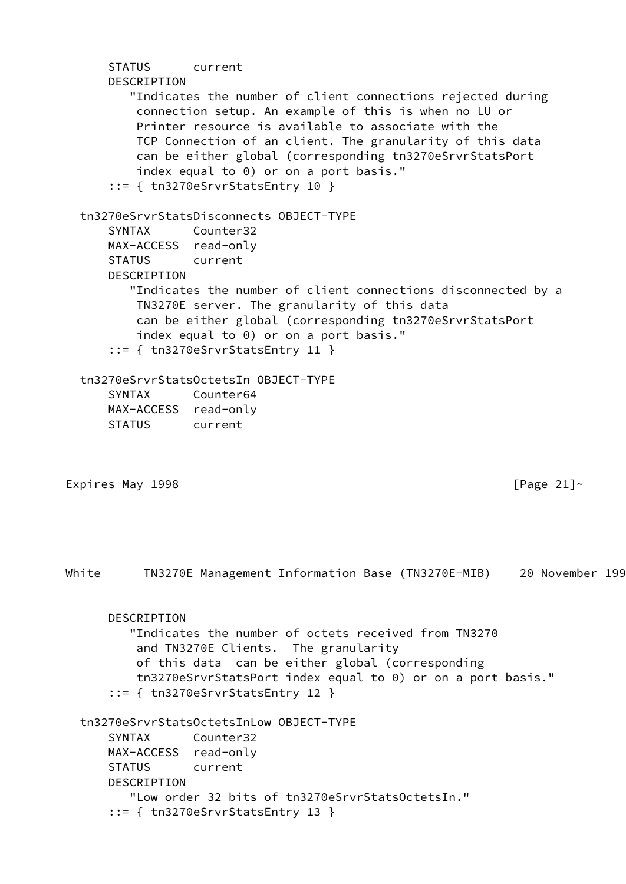```
      STATUS      current
      DESCRIPTION
         "Indicates the number of client connections rejected during
          connection setup. An example of this is when no LU or
          Printer resource is available to associate with the
          TCP Connection of an client. The granularity of this data
          can be either global (corresponding tn3270eSrvrStatsPort
          index equal to 0) or on a port basis."
      ::= { tn3270eSrvrStatsEntry 10 }

  tn3270eSrvrStatsDisconnects OBJECT-TYPE
      SYNTAX      Counter32
      MAX-ACCESS  read-only
      STATUS      current
      DESCRIPTION
         "Indicates the number of client connections disconnected by a
          TN3270E server. The granularity of this data
          can be either global (corresponding tn3270eSrvrStatsPort
          index equal to 0) or on a port basis."
      ::= { tn3270eSrvrStatsEntry 11 }

  tn3270eSrvrStatsOctetsIn OBJECT-TYPE
      SYNTAX      Counter64
      MAX-ACCESS  read-only
      STATUS      current
      DESCRIPTION
         "Indicates the number of octets received from TN3270
          and TN3270E Clients.  The granularity
          of this data  can be either global (corresponding
          tn3270eSrvrStatsPort index equal to 0) or on a port basis."
      ::= { tn3270eSrvrStatsEntry 12 }

  tn3270eSrvrStatsOctetsInLow OBJECT-TYPE
      SYNTAX      Counter32
      MAX-ACCESS  read-only
      STATUS      current
      DESCRIPTION
         "Low order 32 bits of tn3270eSrvrStatsOctetsIn."
      ::= { tn3270eSrvrStatsEntry 13 }
```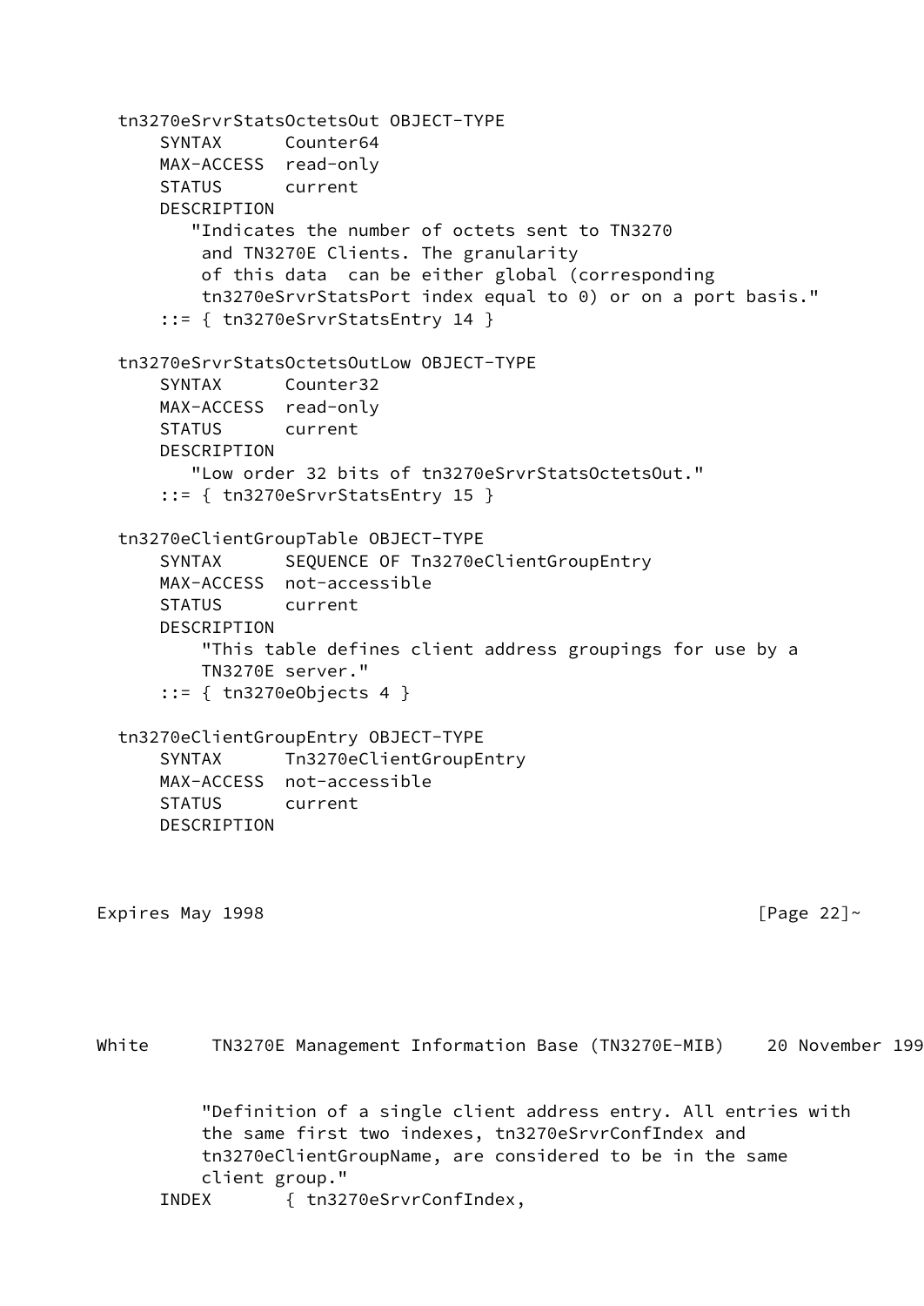```
  tn3270eSrvrStatsOctetsOut OBJECT-TYPE
      SYNTAX      Counter64
      MAX-ACCESS  read-only
      STATUS      current
      DESCRIPTION
         "Indicates the number of octets sent to TN3270
          and TN3270E Clients. The granularity
          of this data  can be either global (corresponding
          tn3270eSrvrStatsPort index equal to 0) or on a port basis."
      ::= { tn3270eSrvrStatsEntry 14 }

  tn3270eSrvrStatsOctetsOutLow OBJECT-TYPE
      SYNTAX      Counter32
      MAX-ACCESS  read-only
      STATUS      current
      DESCRIPTION
         "Low order 32 bits of tn3270eSrvrStatsOctetsOut."
      ::= { tn3270eSrvrStatsEntry 15 }

  tn3270eClientGroupTable OBJECT-TYPE
      SYNTAX      SEQUENCE OF Tn3270eClientGroupEntry
      MAX-ACCESS  not-accessible
      STATUS      current
      DESCRIPTION
          "This table defines client address groupings for use by a
          TN3270E server."
      ::= { tn3270eObjects 4 }

  tn3270eClientGroupEntry OBJECT-TYPE
      SYNTAX      Tn3270eClientGroupEntry
      MAX-ACCESS  not-accessible
      STATUS      current
      DESCRIPTION
          "Definition of a single client address entry. All entries with
          the same first two indexes, tn3270eSrvrConfIndex and
          tn3270eClientGroupName, are considered to be in the same
          client group."
      INDEX       { tn3270eSrvrConfIndex,
```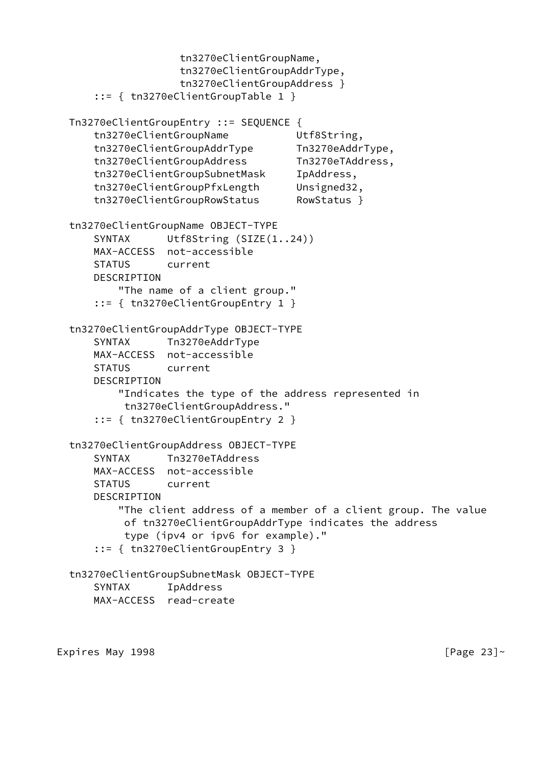```
                    tn3270eClientGroupName,
                    tn3270eClientGroupAddrType,
                    tn3270eClientGroupAddress }
      ::= { tn3270eClientGroupTable 1 }

  Tn3270eClientGroupEntry ::= SEQUENCE {
      tn3270eClientGroupName           Utf8String,
      tn3270eClientGroupAddrType       Tn3270eAddrType,
      tn3270eClientGroupAddress        Tn3270eTAddress,
      tn3270eClientGroupSubnetMask     IpAddress,
      tn3270eClientGroupPfxLength      Unsigned32,
      tn3270eClientGroupRowStatus      RowStatus }

  tn3270eClientGroupName OBJECT-TYPE
      SYNTAX      Utf8String (SIZE(1..24))
      MAX-ACCESS  not-accessible
      STATUS      current
      DESCRIPTION
          "The name of a client group."
      ::= { tn3270eClientGroupEntry 1 }

  tn3270eClientGroupAddrType OBJECT-TYPE
      SYNTAX      Tn3270eAddrType
      MAX-ACCESS  not-accessible
      STATUS      current
      DESCRIPTION
          "Indicates the type of the address represented in
           tn3270eClientGroupAddress."
      ::= { tn3270eClientGroupEntry 2 }

  tn3270eClientGroupAddress OBJECT-TYPE
      SYNTAX      Tn3270eTAddress
      MAX-ACCESS  not-accessible
      STATUS      current
      DESCRIPTION
          "The client address of a member of a client group. The value
           of tn3270eClientGroupAddrType indicates the address
           type (ipv4 or ipv6 for example)."
      ::= { tn3270eClientGroupEntry 3 }

  tn3270eClientGroupSubnetMask OBJECT-TYPE
      SYNTAX      IpAddress
      MAX-ACCESS  read-create
```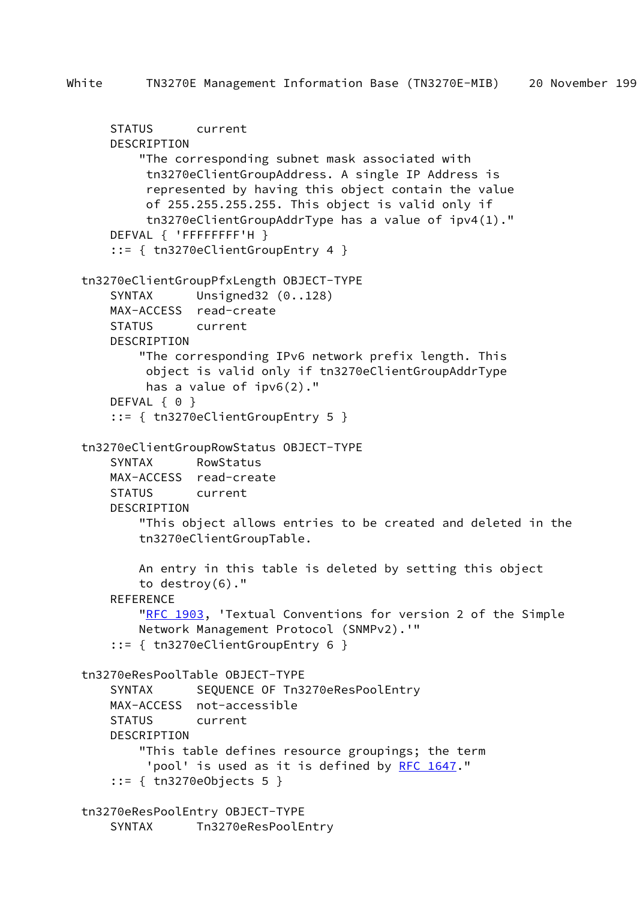```
      STATUS      current
      DESCRIPTION
          "The corresponding subnet mask associated with
           tn3270eClientGroupAddress. A single IP Address is
           represented by having this object contain the value
           of 255.255.255.255. This object is valid only if
           tn3270eClientGroupAddrType has a value of ipv4(1)."
      DEFVAL { 'FFFFFFFF'H }
      ::= { tn3270eClientGroupEntry 4 }

  tn3270eClientGroupPfxLength OBJECT-TYPE
      SYNTAX      Unsigned32 (0..128)
      MAX-ACCESS  read-create
      STATUS      current
      DESCRIPTION
          "The corresponding IPv6 network prefix length. This
           object is valid only if tn3270eClientGroupAddrType
           has a value of ipv6(2)."
      DEFVAL { 0 }
      ::= { tn3270eClientGroupEntry 5 }

  tn3270eClientGroupRowStatus OBJECT-TYPE
      SYNTAX      RowStatus
      MAX-ACCESS  read-create
      STATUS      current
      DESCRIPTION
          "This object allows entries to be created and deleted in the
          tn3270eClientGroupTable.

          An entry in this table is deleted by setting this object
          to destroy(6)."
      REFERENCE
          "RFC 1903, 'Textual Conventions for version 2 of the Simple
          Network Management Protocol (SNMPv2).'"
      ::= { tn3270eClientGroupEntry 6 }

  tn3270eResPoolTable OBJECT-TYPE
      SYNTAX      SEQUENCE OF Tn3270eResPoolEntry
      MAX-ACCESS  not-accessible
      STATUS      current
      DESCRIPTION
          "This table defines resource groupings; the term
           'pool' is used as it is defined by RFC 1647."
      ::= { tn3270eObjects 5 }

  tn3270eResPoolEntry OBJECT-TYPE
      SYNTAX      Tn3270eResPoolEntry
```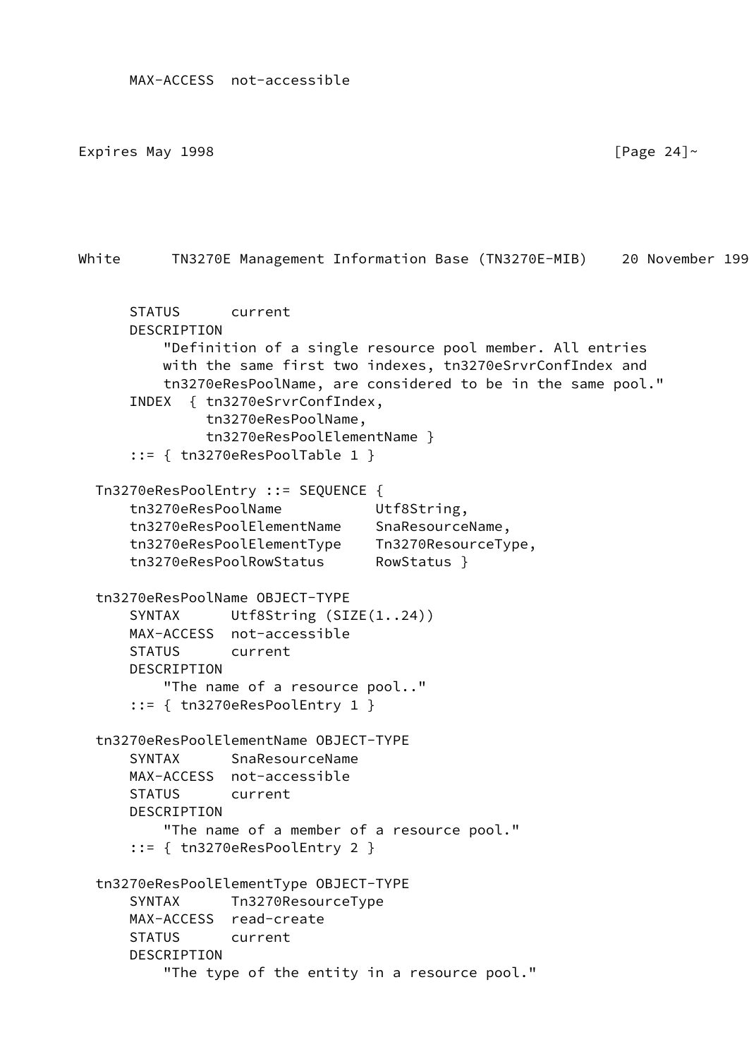```
      MAX-ACCESS  not-accessible
```

```
      STATUS      current
      DESCRIPTION
          "Definition of a single resource pool member. All entries
          with the same first two indexes, tn3270eSrvrConfIndex and
          tn3270eResPoolName, are considered to be in the same pool."
      INDEX  { tn3270eSrvrConfIndex,
               tn3270eResPoolName,
               tn3270eResPoolElementName }
      ::= { tn3270eResPoolTable 1 }

  Tn3270eResPoolEntry ::= SEQUENCE {
      tn3270eResPoolName           Utf8String,
      tn3270eResPoolElementName    SnaResourceName,
      tn3270eResPoolElementType    Tn3270ResourceType,
      tn3270eResPoolRowStatus      RowStatus }

  tn3270eResPoolName OBJECT-TYPE
      SYNTAX      Utf8String (SIZE(1..24))
      MAX-ACCESS  not-accessible
      STATUS      current
      DESCRIPTION
          "The name of a resource pool.."
      ::= { tn3270eResPoolEntry 1 }

  tn3270eResPoolElementName OBJECT-TYPE
      SYNTAX      SnaResourceName
      MAX-ACCESS  not-accessible
      STATUS      current
      DESCRIPTION
          "The name of a member of a resource pool."
      ::= { tn3270eResPoolEntry 2 }

  tn3270eResPoolElementType OBJECT-TYPE
      SYNTAX      Tn3270ResourceType
      MAX-ACCESS  read-create
      STATUS      current
      DESCRIPTION
          "The type of the entity in a resource pool."
```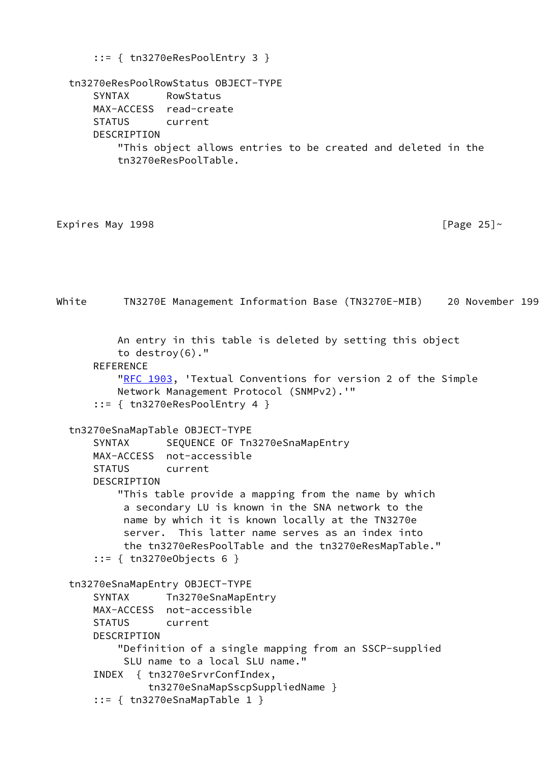```
      ::= { tn3270eResPoolEntry 3 }

  tn3270eResPoolRowStatus OBJECT-TYPE
      SYNTAX      RowStatus
      MAX-ACCESS  read-create
      STATUS      current
      DESCRIPTION
          "This object allows entries to be created and deleted in the
          tn3270eResPoolTable.

          An entry in this table is deleted by setting this object
          to destroy(6)."
      REFERENCE
          "RFC 1903, 'Textual Conventions for version 2 of the Simple
          Network Management Protocol (SNMPv2).'"
      ::= { tn3270eResPoolEntry 4 }

  tn3270eSnaMapTable OBJECT-TYPE
      SYNTAX      SEQUENCE OF Tn3270eSnaMapEntry
      MAX-ACCESS  not-accessible
      STATUS      current
      DESCRIPTION
          "This table provide a mapping from the name by which
           a secondary LU is known in the SNA network to the
           name by which it is known locally at the TN3270e
           server.  This latter name serves as an index into
           the tn3270eResPoolTable and the tn3270eResMapTable."
      ::= { tn3270eObjects 6 }

  tn3270eSnaMapEntry OBJECT-TYPE
      SYNTAX      Tn3270eSnaMapEntry
      MAX-ACCESS  not-accessible
      STATUS      current
      DESCRIPTION
          "Definition of a single mapping from an SSCP-supplied
           SLU name to a local SLU name."
      INDEX  { tn3270eSrvrConfIndex,
               tn3270eSnaMapSscpSuppliedName }
      ::= { tn3270eSnaMapTable 1 }
```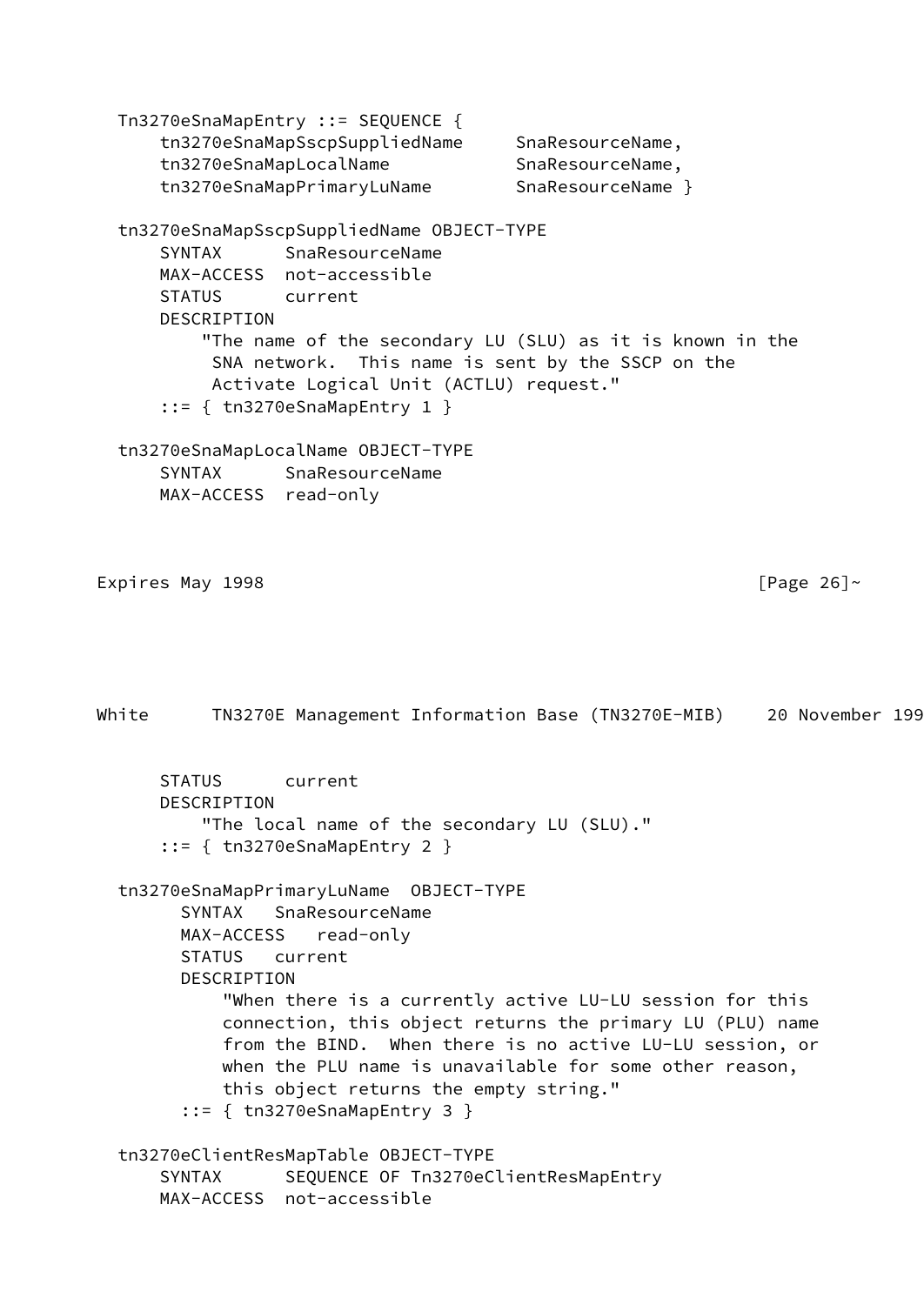```
  Tn3270eSnaMapEntry ::= SEQUENCE {
      tn3270eSnaMapSscpSuppliedName     SnaResourceName,
      tn3270eSnaMapLocalName            SnaResourceName,
      tn3270eSnaMapPrimaryLuName        SnaResourceName }

  tn3270eSnaMapSscpSuppliedName OBJECT-TYPE
      SYNTAX      SnaResourceName
      MAX-ACCESS  not-accessible
      STATUS      current
      DESCRIPTION
          "The name of the secondary LU (SLU) as it is known in the
           SNA network.  This name is sent by the SSCP on the
           Activate Logical Unit (ACTLU) request."
      ::= { tn3270eSnaMapEntry 1 }

  tn3270eSnaMapLocalName OBJECT-TYPE
      SYNTAX      SnaResourceName
      MAX-ACCESS  read-only
      STATUS      current
      DESCRIPTION
          "The local name of the secondary LU (SLU)."
      ::= { tn3270eSnaMapEntry 2 }

  tn3270eSnaMapPrimaryLuName  OBJECT-TYPE
        SYNTAX   SnaResourceName
        MAX-ACCESS   read-only
        STATUS   current
        DESCRIPTION
            "When there is a currently active LU-LU session for this
            connection, this object returns the primary LU (PLU) name
            from the BIND.  When there is no active LU-LU session, or
            when the PLU name is unavailable for some other reason,
            this object returns the empty string."
        ::= { tn3270eSnaMapEntry 3 }

  tn3270eClientResMapTable OBJECT-TYPE
      SYNTAX      SEQUENCE OF Tn3270eClientResMapEntry
      MAX-ACCESS  not-accessible
```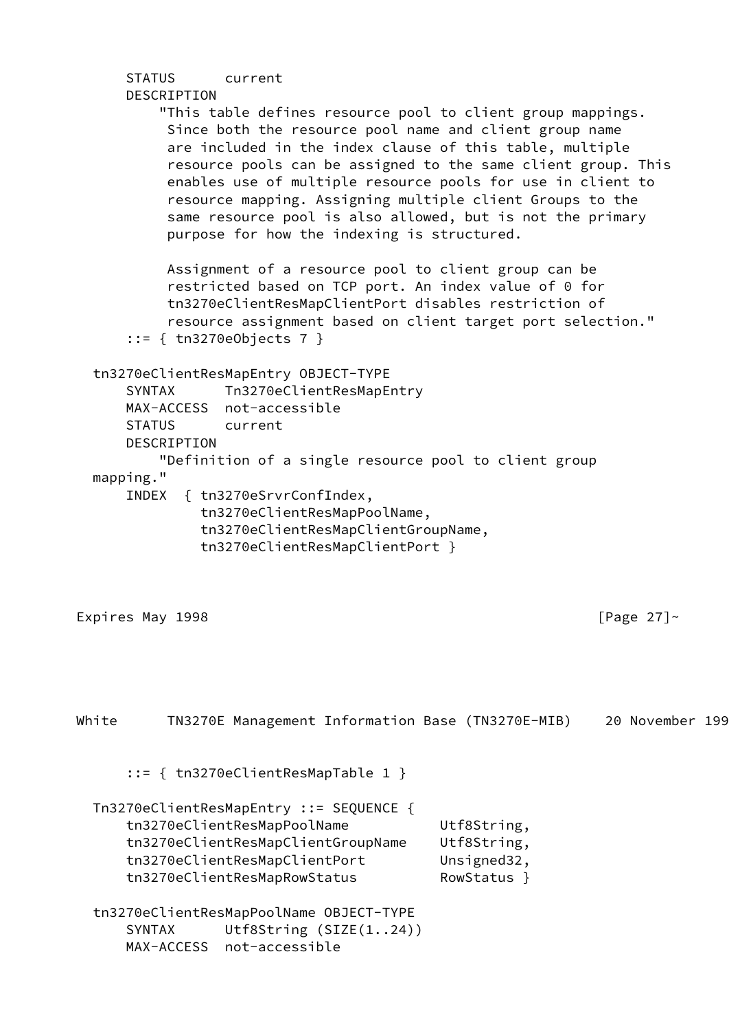```
      STATUS      current
      DESCRIPTION
          "This table defines resource pool to client group mappings.
           Since both the resource pool name and client group name
           are included in the index clause of this table, multiple
           resource pools can be assigned to the same client group. This
           enables use of multiple resource pools for use in client to
           resource mapping. Assigning multiple client Groups to the
           same resource pool is also allowed, but is not the primary
           purpose for how the indexing is structured.

           Assignment of a resource pool to client group can be
           restricted based on TCP port. An index value of 0 for
           tn3270eClientResMapClientPort disables restriction of
           resource assignment based on client target port selection."
      ::= { tn3270eObjects 7 }

  tn3270eClientResMapEntry OBJECT-TYPE
      SYNTAX      Tn3270eClientResMapEntry
      MAX-ACCESS  not-accessible
      STATUS      current
      DESCRIPTION
          "Definition of a single resource pool to client group
  mapping."
      INDEX  { tn3270eSrvrConfIndex,
               tn3270eClientResMapPoolName,
               tn3270eClientResMapClientGroupName,
               tn3270eClientResMapClientPort }
      ::= { tn3270eClientResMapTable 1 }

  Tn3270eClientResMapEntry ::= SEQUENCE {
      tn3270eClientResMapPoolName           Utf8String,
      tn3270eClientResMapClientGroupName    Utf8String,
      tn3270eClientResMapClientPort         Unsigned32,
      tn3270eClientResMapRowStatus          RowStatus }

  tn3270eClientResMapPoolName OBJECT-TYPE
      SYNTAX      Utf8String (SIZE(1..24))
      MAX-ACCESS  not-accessible
```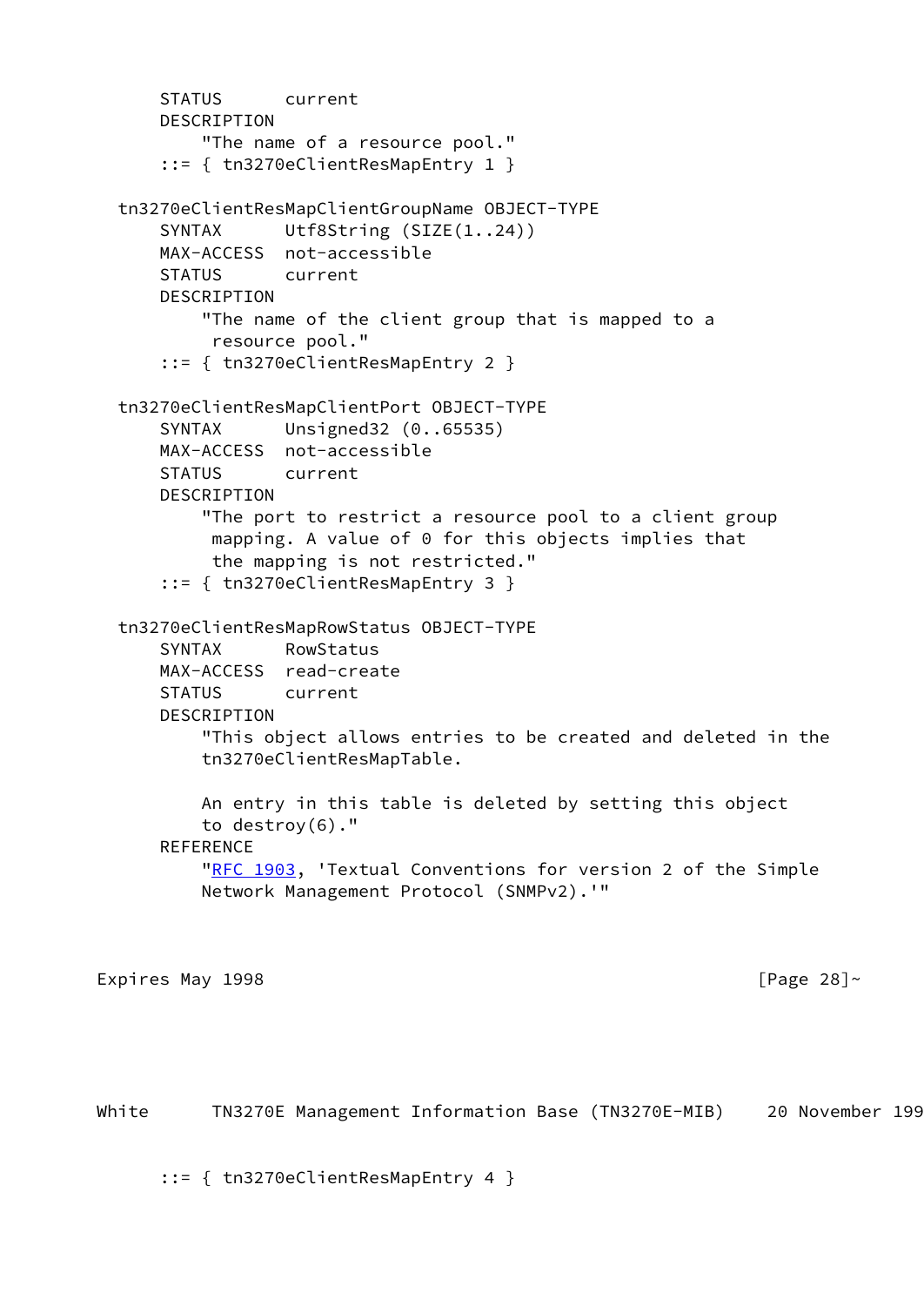```
      STATUS      current
      DESCRIPTION
          "The name of a resource pool."
      ::= { tn3270eClientResMapEntry 1 }

  tn3270eClientResMapClientGroupName OBJECT-TYPE
      SYNTAX      Utf8String (SIZE(1..24))
      MAX-ACCESS  not-accessible
      STATUS      current
      DESCRIPTION
          "The name of the client group that is mapped to a
           resource pool."
      ::= { tn3270eClientResMapEntry 2 }

  tn3270eClientResMapClientPort OBJECT-TYPE
      SYNTAX      Unsigned32 (0..65535)
      MAX-ACCESS  not-accessible
      STATUS      current
      DESCRIPTION
          "The port to restrict a resource pool to a client group
           mapping. A value of 0 for this objects implies that
           the mapping is not restricted."
      ::= { tn3270eClientResMapEntry 3 }

  tn3270eClientResMapRowStatus OBJECT-TYPE
      SYNTAX      RowStatus
      MAX-ACCESS  read-create
      STATUS      current
      DESCRIPTION
          "This object allows entries to be created and deleted in the
          tn3270eClientResMapTable.

          An entry in this table is deleted by setting this object
          to destroy(6)."
      REFERENCE
          "RFC 1903, 'Textual Conventions for version 2 of the Simple
          Network Management Protocol (SNMPv2).'"
      ::= { tn3270eClientResMapEntry 4 }
```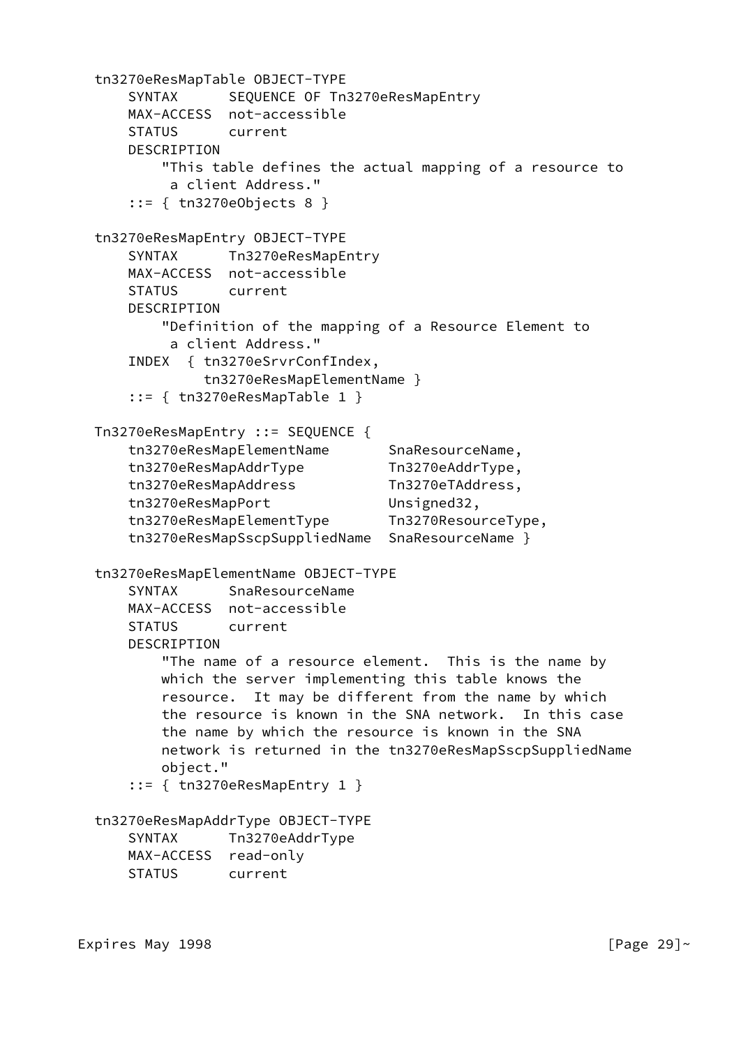```
   tn3270eResMapTable OBJECT-TYPE
       SYNTAX      SEQUENCE OF Tn3270eResMapEntry
       MAX-ACCESS  not-accessible
       STATUS      current
       DESCRIPTION
           "This table defines the actual mapping of a resource to
            a client Address."
       ::= { tn3270eObjects 8 }

   tn3270eResMapEntry OBJECT-TYPE
       SYNTAX      Tn3270eResMapEntry
       MAX-ACCESS  not-accessible
       STATUS      current
       DESCRIPTION
           "Definition of the mapping of a Resource Element to
            a client Address."
       INDEX  { tn3270eSrvrConfIndex,
                tn3270eResMapElementName }
       ::= { tn3270eResMapTable 1 }

   Tn3270eResMapEntry ::= SEQUENCE {
       tn3270eResMapElementName       SnaResourceName,
       tn3270eResMapAddrType          Tn3270eAddrType,
       tn3270eResMapAddress           Tn3270eTAddress,
       tn3270eResMapPort              Unsigned32,
       tn3270eResMapElementType       Tn3270ResourceType,
       tn3270eResMapSscpSuppliedName  SnaResourceName }

   tn3270eResMapElementName OBJECT-TYPE
       SYNTAX      SnaResourceName
       MAX-ACCESS  not-accessible
       STATUS      current
       DESCRIPTION
           "The name of a resource element.  This is the name by
           which the server implementing this table knows the
           resource.  It may be different from the name by which
           the resource is known in the SNA network.  In this case
           the name by which the resource is known in the SNA
           network is returned in the tn3270eResMapSscpSuppliedName
           object."
       ::= { tn3270eResMapEntry 1 }

   tn3270eResMapAddrType OBJECT-TYPE
       SYNTAX      Tn3270eAddrType
       MAX-ACCESS  read-only
       STATUS      current
```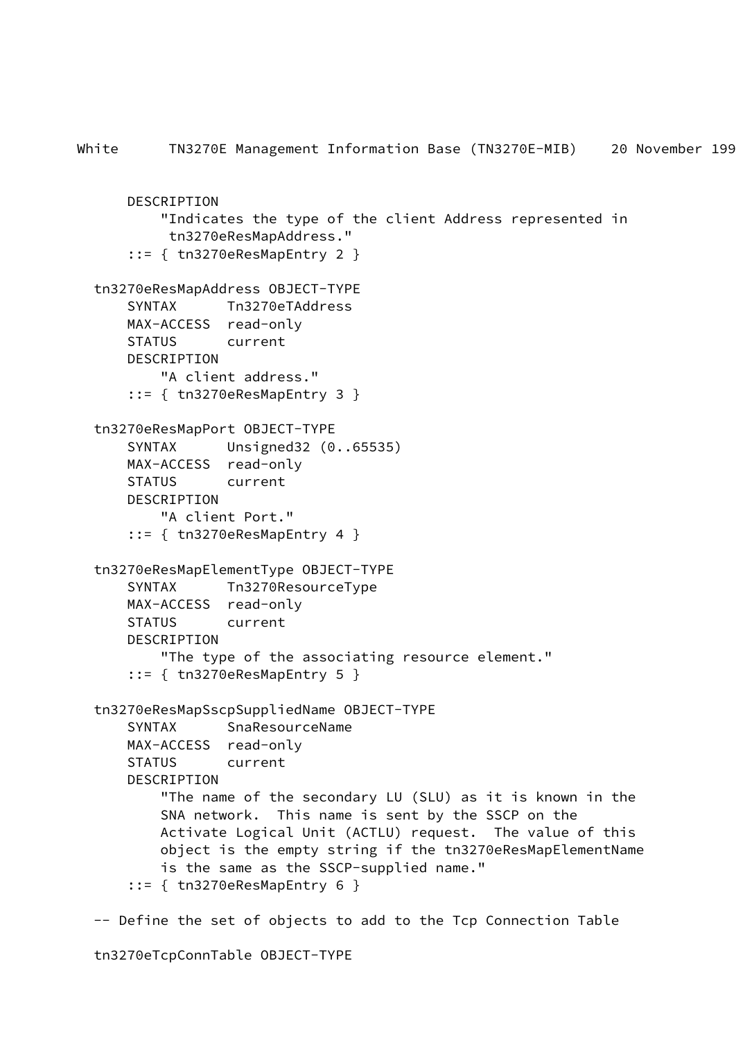```
      DESCRIPTION
          "Indicates the type of the client Address represented in
           tn3270eResMapAddress."
      ::= { tn3270eResMapEntry 2 }

  tn3270eResMapAddress OBJECT-TYPE
      SYNTAX      Tn3270eTAddress
      MAX-ACCESS  read-only
      STATUS      current
      DESCRIPTION
          "A client address."
      ::= { tn3270eResMapEntry 3 }

  tn3270eResMapPort OBJECT-TYPE
      SYNTAX      Unsigned32 (0..65535)
      MAX-ACCESS  read-only
      STATUS      current
      DESCRIPTION
          "A client Port."
      ::= { tn3270eResMapEntry 4 }

  tn3270eResMapElementType OBJECT-TYPE
      SYNTAX      Tn3270ResourceType
      MAX-ACCESS  read-only
      STATUS      current
      DESCRIPTION
          "The type of the associating resource element."
      ::= { tn3270eResMapEntry 5 }

  tn3270eResMapSscpSuppliedName OBJECT-TYPE
      SYNTAX      SnaResourceName
      MAX-ACCESS  read-only
      STATUS      current
      DESCRIPTION
          "The name of the secondary LU (SLU) as it is known in the
          SNA network.  This name is sent by the SSCP on the
          Activate Logical Unit (ACTLU) request.  The value of this
          object is the empty string if the tn3270eResMapElementName
          is the same as the SSCP-supplied name."
      ::= { tn3270eResMapEntry 6 }

  -- Define the set of objects to add to the Tcp Connection Table

  tn3270eTcpConnTable OBJECT-TYPE
```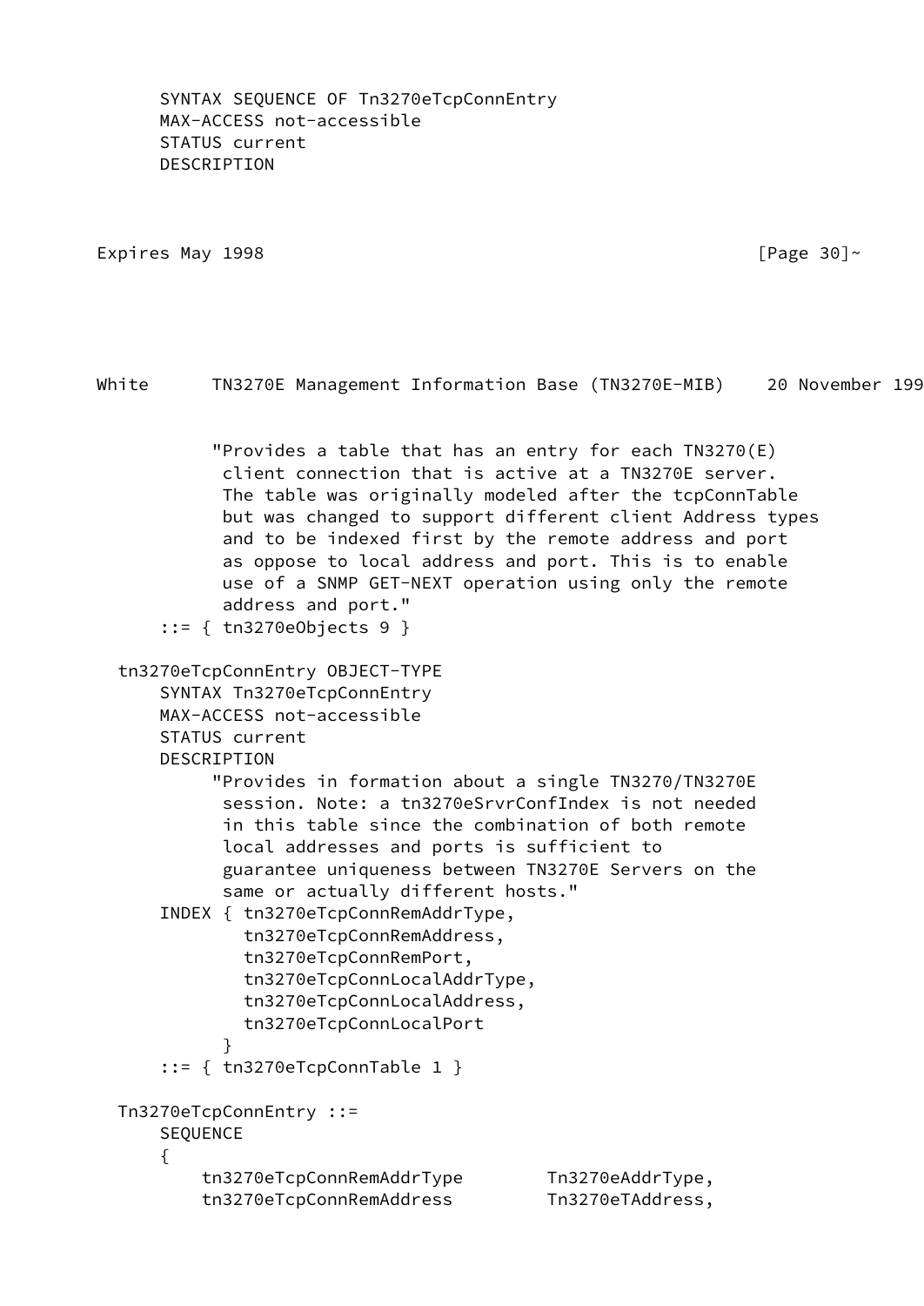```
      SYNTAX SEQUENCE OF Tn3270eTcpConnEntry
      MAX-ACCESS not-accessible
      STATUS current
      DESCRIPTION
           "Provides a table that has an entry for each TN3270(E)
            client connection that is active at a TN3270E server.
            The table was originally modeled after the tcpConnTable
            but was changed to support different client Address types
            and to be indexed first by the remote address and port
            as oppose to local address and port. This is to enable
            use of a SNMP GET-NEXT operation using only the remote
            address and port."
      ::= { tn3270eObjects 9 }

  tn3270eTcpConnEntry OBJECT-TYPE
      SYNTAX Tn3270eTcpConnEntry
      MAX-ACCESS not-accessible
      STATUS current
      DESCRIPTION
           "Provides in formation about a single TN3270/TN3270E
            session. Note: a tn3270eSrvrConfIndex is not needed
            in this table since the combination of both remote
            local addresses and ports is sufficient to
            guarantee uniqueness between TN3270E Servers on the
            same or actually different hosts."
      INDEX { tn3270eTcpConnRemAddrType,
              tn3270eTcpConnRemAddress,
              tn3270eTcpConnRemPort,
              tn3270eTcpConnLocalAddrType,
              tn3270eTcpConnLocalAddress,
              tn3270eTcpConnLocalPort
            }
      ::= { tn3270eTcpConnTable 1 }

  Tn3270eTcpConnEntry ::=
      SEQUENCE
      {
          tn3270eTcpConnRemAddrType        Tn3270eAddrType,
          tn3270eTcpConnRemAddress         Tn3270eTAddress,
```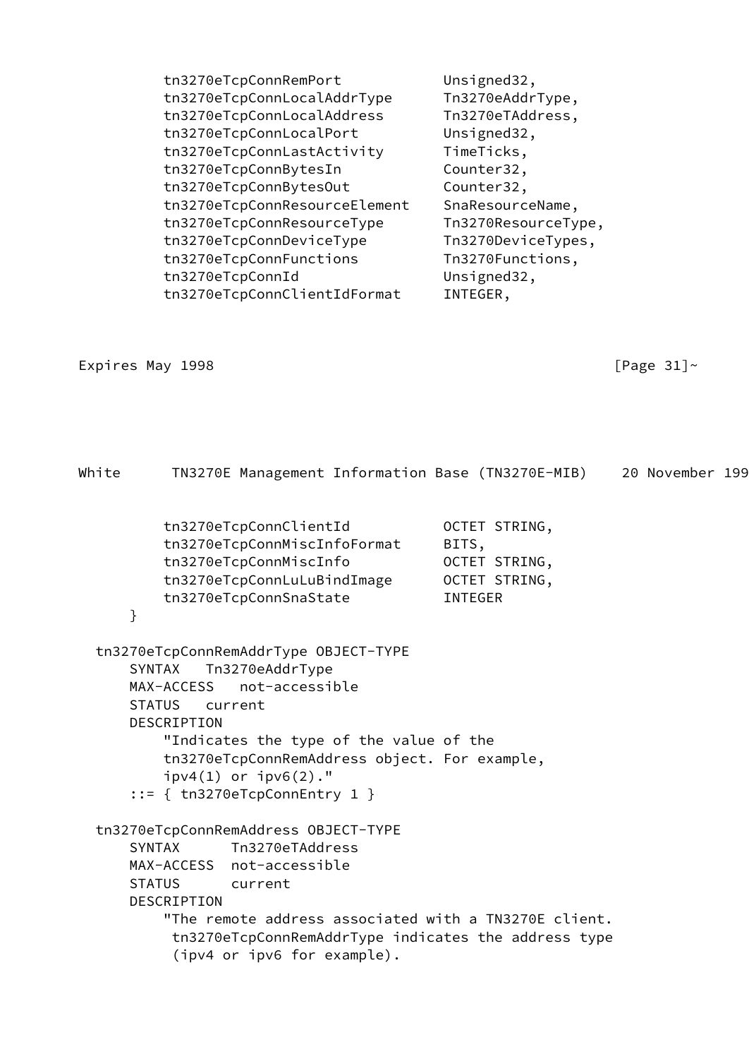```
          tn3270eTcpConnRemPort            Unsigned32,
          tn3270eTcpConnLocalAddrType      Tn3270eAddrType,
          tn3270eTcpConnLocalAddress       Tn3270eTAddress,
          tn3270eTcpConnLocalPort          Unsigned32,
          tn3270eTcpConnLastActivity       TimeTicks,
          tn3270eTcpConnBytesIn            Counter32,
          tn3270eTcpConnBytesOut           Counter32,
          tn3270eTcpConnResourceElement    SnaResourceName,
          tn3270eTcpConnResourceType       Tn3270ResourceType,
          tn3270eTcpConnDeviceType         Tn3270DeviceTypes,
          tn3270eTcpConnFunctions          Tn3270Functions,
          tn3270eTcpConnId                 Unsigned32,
          tn3270eTcpConnClientIdFormat     INTEGER,
```

```
          tn3270eTcpConnClientId           OCTET STRING,
          tn3270eTcpConnMiscInfoFormat     BITS,
          tn3270eTcpConnMiscInfo           OCTET STRING,
          tn3270eTcpConnLuLuBindImage      OCTET STRING,
          tn3270eTcpConnSnaState           INTEGER
      }

  tn3270eTcpConnRemAddrType OBJECT-TYPE
      SYNTAX   Tn3270eAddrType
      MAX-ACCESS   not-accessible
      STATUS   current
      DESCRIPTION
          "Indicates the type of the value of the
          tn3270eTcpConnRemAddress object. For example,
          ipv4(1) or ipv6(2)."
      ::= { tn3270eTcpConnEntry 1 }

  tn3270eTcpConnRemAddress OBJECT-TYPE
      SYNTAX      Tn3270eTAddress
      MAX-ACCESS  not-accessible
      STATUS      current
      DESCRIPTION
          "The remote address associated with a TN3270E client.
           tn3270eTcpConnRemAddrType indicates the address type
           (ipv4 or ipv6 for example).
```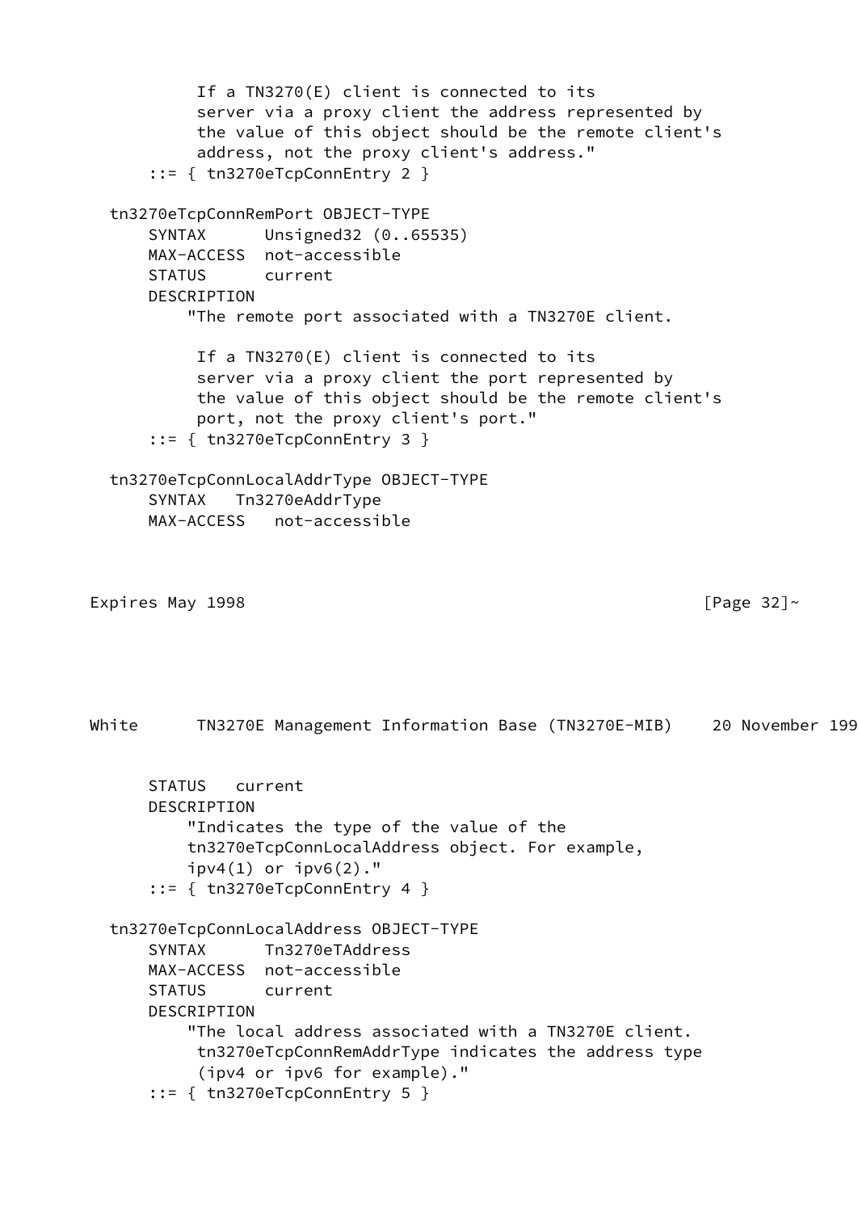```
           If a TN3270(E) client is connected to its
           server via a proxy client the address represented by
           the value of this object should be the remote client's
           address, not the proxy client's address."
      ::= { tn3270eTcpConnEntry 2 }

  tn3270eTcpConnRemPort OBJECT-TYPE
      SYNTAX      Unsigned32 (0..65535)
      MAX-ACCESS  not-accessible
      STATUS      current
      DESCRIPTION
          "The remote port associated with a TN3270E client.

           If a TN3270(E) client is connected to its
           server via a proxy client the port represented by
           the value of this object should be the remote client's
           port, not the proxy client's port."
      ::= { tn3270eTcpConnEntry 3 }

  tn3270eTcpConnLocalAddrType OBJECT-TYPE
      SYNTAX   Tn3270eAddrType
      MAX-ACCESS   not-accessible
      STATUS   current
      DESCRIPTION
          "Indicates the type of the value of the
          tn3270eTcpConnLocalAddress object. For example,
          ipv4(1) or ipv6(2)."
      ::= { tn3270eTcpConnEntry 4 }

  tn3270eTcpConnLocalAddress OBJECT-TYPE
      SYNTAX      Tn3270eTAddress
      MAX-ACCESS  not-accessible
      STATUS      current
      DESCRIPTION
          "The local address associated with a TN3270E client.
           tn3270eTcpConnRemAddrType indicates the address type
           (ipv4 or ipv6 for example)."
      ::= { tn3270eTcpConnEntry 5 }
```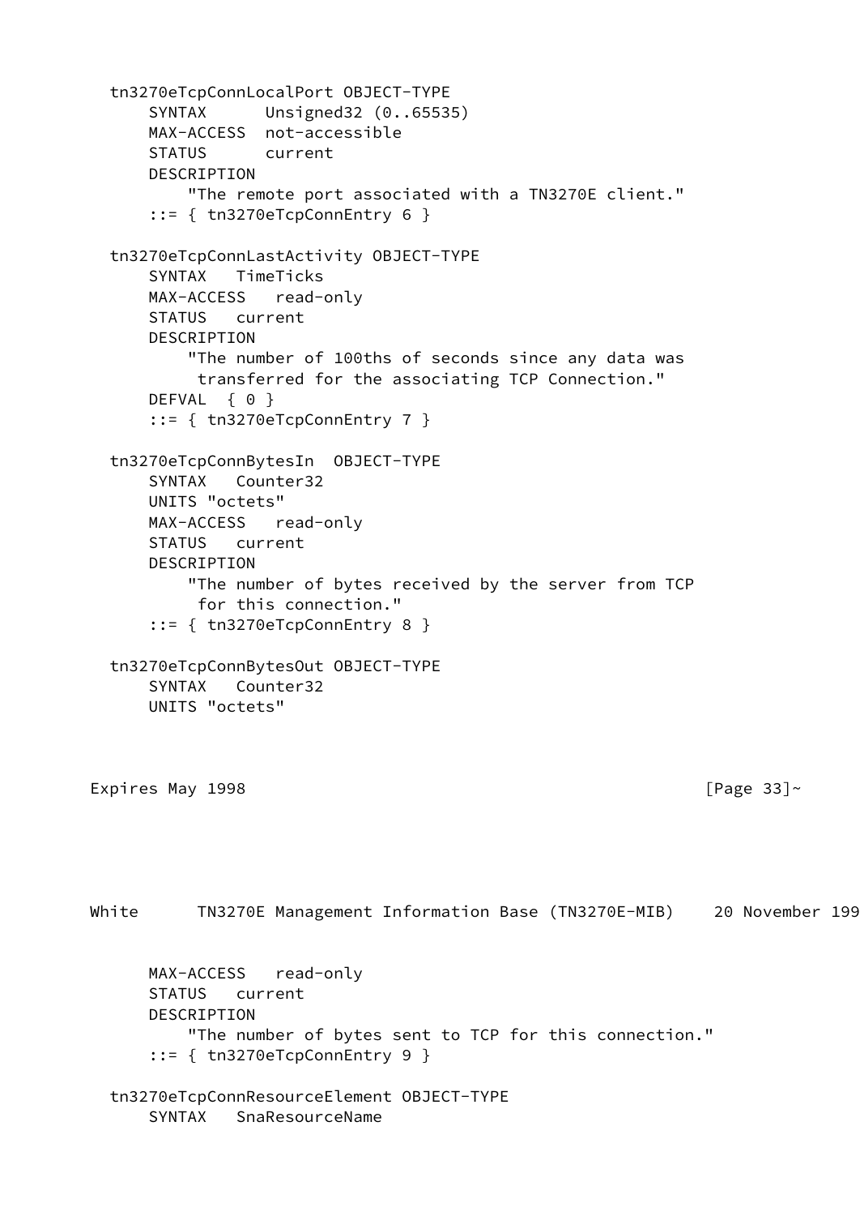```
  tn3270eTcpConnLocalPort OBJECT-TYPE
      SYNTAX      Unsigned32 (0..65535)
      MAX-ACCESS  not-accessible
      STATUS      current
      DESCRIPTION
          "The remote port associated with a TN3270E client."
      ::= { tn3270eTcpConnEntry 6 }

  tn3270eTcpConnLastActivity OBJECT-TYPE
      SYNTAX   TimeTicks
      MAX-ACCESS   read-only
      STATUS   current
      DESCRIPTION
          "The number of 100ths of seconds since any data was
           transferred for the associating TCP Connection."
      DEFVAL  { 0 }
      ::= { tn3270eTcpConnEntry 7 }

  tn3270eTcpConnBytesIn  OBJECT-TYPE
      SYNTAX   Counter32
      UNITS "octets"
      MAX-ACCESS   read-only
      STATUS   current
      DESCRIPTION
          "The number of bytes received by the server from TCP
           for this connection."
      ::= { tn3270eTcpConnEntry 8 }

  tn3270eTcpConnBytesOut OBJECT-TYPE
      SYNTAX   Counter32
      UNITS "octets"
      MAX-ACCESS   read-only
      STATUS   current
      DESCRIPTION
          "The number of bytes sent to TCP for this connection."
      ::= { tn3270eTcpConnEntry 9 }

  tn3270eTcpConnResourceElement OBJECT-TYPE
      SYNTAX   SnaResourceName
```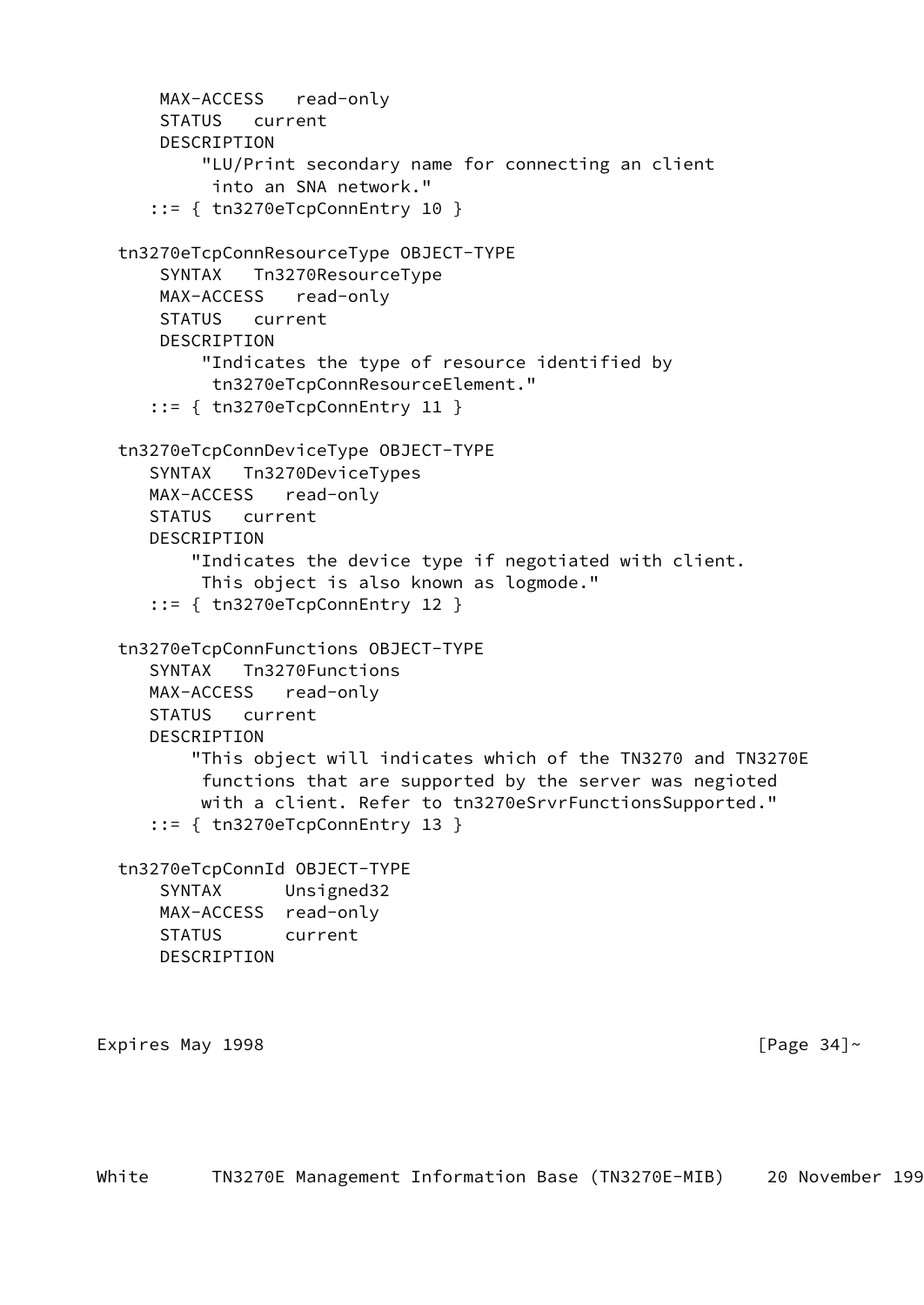```
      MAX-ACCESS   read-only
      STATUS   current
      DESCRIPTION
          "LU/Print secondary name for connecting an client
           into an SNA network."
     ::= { tn3270eTcpConnEntry 10 }

  tn3270eTcpConnResourceType OBJECT-TYPE
      SYNTAX   Tn3270ResourceType
      MAX-ACCESS   read-only
      STATUS   current
      DESCRIPTION
          "Indicates the type of resource identified by
           tn3270eTcpConnResourceElement."
     ::= { tn3270eTcpConnEntry 11 }

  tn3270eTcpConnDeviceType OBJECT-TYPE
     SYNTAX   Tn3270DeviceTypes
     MAX-ACCESS   read-only
     STATUS   current
     DESCRIPTION
         "Indicates the device type if negotiated with client.
          This object is also known as logmode."
     ::= { tn3270eTcpConnEntry 12 }

  tn3270eTcpConnFunctions OBJECT-TYPE
     SYNTAX   Tn3270Functions
     MAX-ACCESS   read-only
     STATUS   current
     DESCRIPTION
         "This object will indicates which of the TN3270 and TN3270E
          functions that are supported by the server was negioted
          with a client. Refer to tn3270eSrvrFunctionsSupported."
     ::= { tn3270eTcpConnEntry 13 }

  tn3270eTcpConnId OBJECT-TYPE
      SYNTAX      Unsigned32
      MAX-ACCESS  read-only
      STATUS      current
      DESCRIPTION
```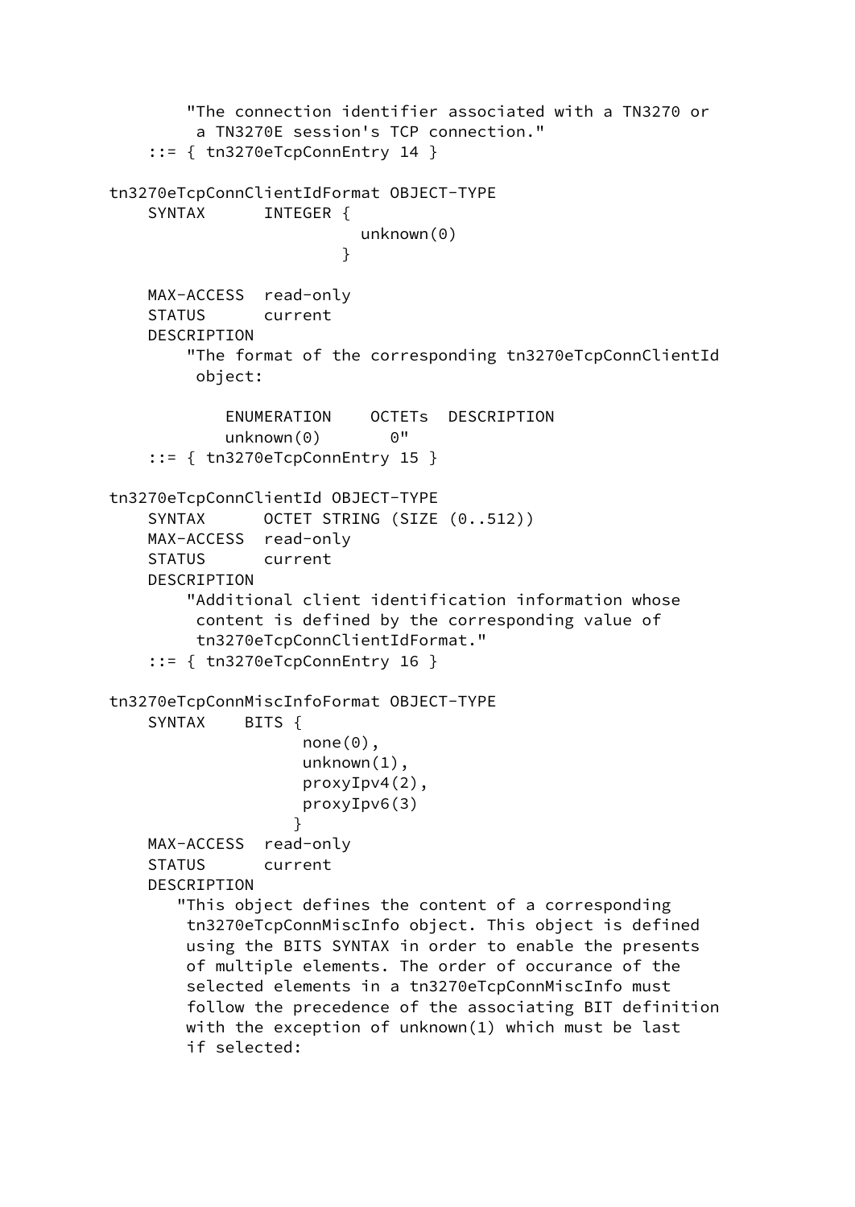```
        "The connection identifier associated with a TN3270 or
         a TN3270E session's TCP connection."
    ::= { tn3270eTcpConnEntry 14 }

tn3270eTcpConnClientIdFormat OBJECT-TYPE
    SYNTAX      INTEGER {
                         unknown(0)
                       }

    MAX-ACCESS  read-only
    STATUS      current
    DESCRIPTION
        "The format of the corresponding tn3270eTcpConnClientId
         object:

            ENUMERATION    OCTETs  DESCRIPTION
            unknown(0)       0"
    ::= { tn3270eTcpConnEntry 15 }

tn3270eTcpConnClientId OBJECT-TYPE
    SYNTAX      OCTET STRING (SIZE (0..512))
    MAX-ACCESS  read-only
    STATUS      current
    DESCRIPTION
        "Additional client identification information whose
         content is defined by the corresponding value of
         tn3270eTcpConnClientIdFormat."
    ::= { tn3270eTcpConnEntry 16 }

tn3270eTcpConnMiscInfoFormat OBJECT-TYPE
    SYNTAX    BITS {
                  none(0),
                  unknown(1),
                  proxyIpv4(2),
                  proxyIpv6(3)
                 }
    MAX-ACCESS  read-only
    STATUS      current
    DESCRIPTION
       "This object defines the content of a corresponding
        tn3270eTcpConnMiscInfo object. This object is defined
        using the BITS SYNTAX in order to enable the presents
        of multiple elements. The order of occurance of the
        selected elements in a tn3270eTcpConnMiscInfo must
        follow the precedence of the associating BIT definition
        with the exception of unknown(1) which must be last
        if selected:
```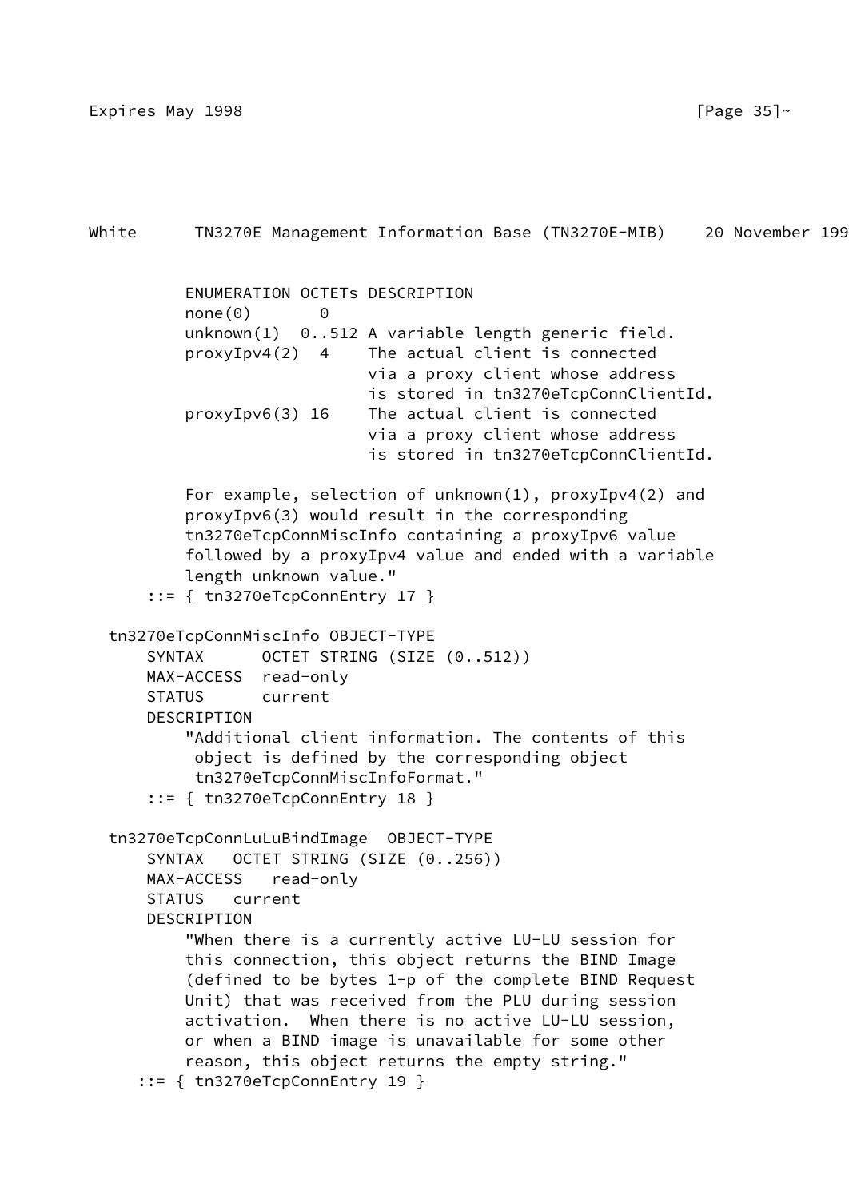```
          ENUMERATION OCTETs DESCRIPTION
          none(0)       0
          unknown(1)  0..512 A variable length generic field.
          proxyIpv4(2)  4    The actual client is connected
                             via a proxy client whose address
                             is stored in tn3270eTcpConnClientId.
          proxyIpv6(3) 16    The actual client is connected
                             via a proxy client whose address
                             is stored in tn3270eTcpConnClientId.

          For example, selection of unknown(1), proxyIpv4(2) and
          proxyIpv6(3) would result in the corresponding
          tn3270eTcpConnMiscInfo containing a proxyIpv6 value
          followed by a proxyIpv4 value and ended with a variable
          length unknown value."
      ::= { tn3270eTcpConnEntry 17 }

  tn3270eTcpConnMiscInfo OBJECT-TYPE
      SYNTAX      OCTET STRING (SIZE (0..512))
      MAX-ACCESS  read-only
      STATUS      current
      DESCRIPTION
          "Additional client information. The contents of this
           object is defined by the corresponding object
           tn3270eTcpConnMiscInfoFormat."
      ::= { tn3270eTcpConnEntry 18 }

  tn3270eTcpConnLuLuBindImage  OBJECT-TYPE
      SYNTAX   OCTET STRING (SIZE (0..256))
      MAX-ACCESS   read-only
      STATUS   current
      DESCRIPTION
          "When there is a currently active LU-LU session for
          this connection, this object returns the BIND Image
          (defined to be bytes 1-p of the complete BIND Request
          Unit) that was received from the PLU during session
          activation.  When there is no active LU-LU session,
          or when a BIND image is unavailable for some other
          reason, this object returns the empty string."
     ::= { tn3270eTcpConnEntry 19 }
```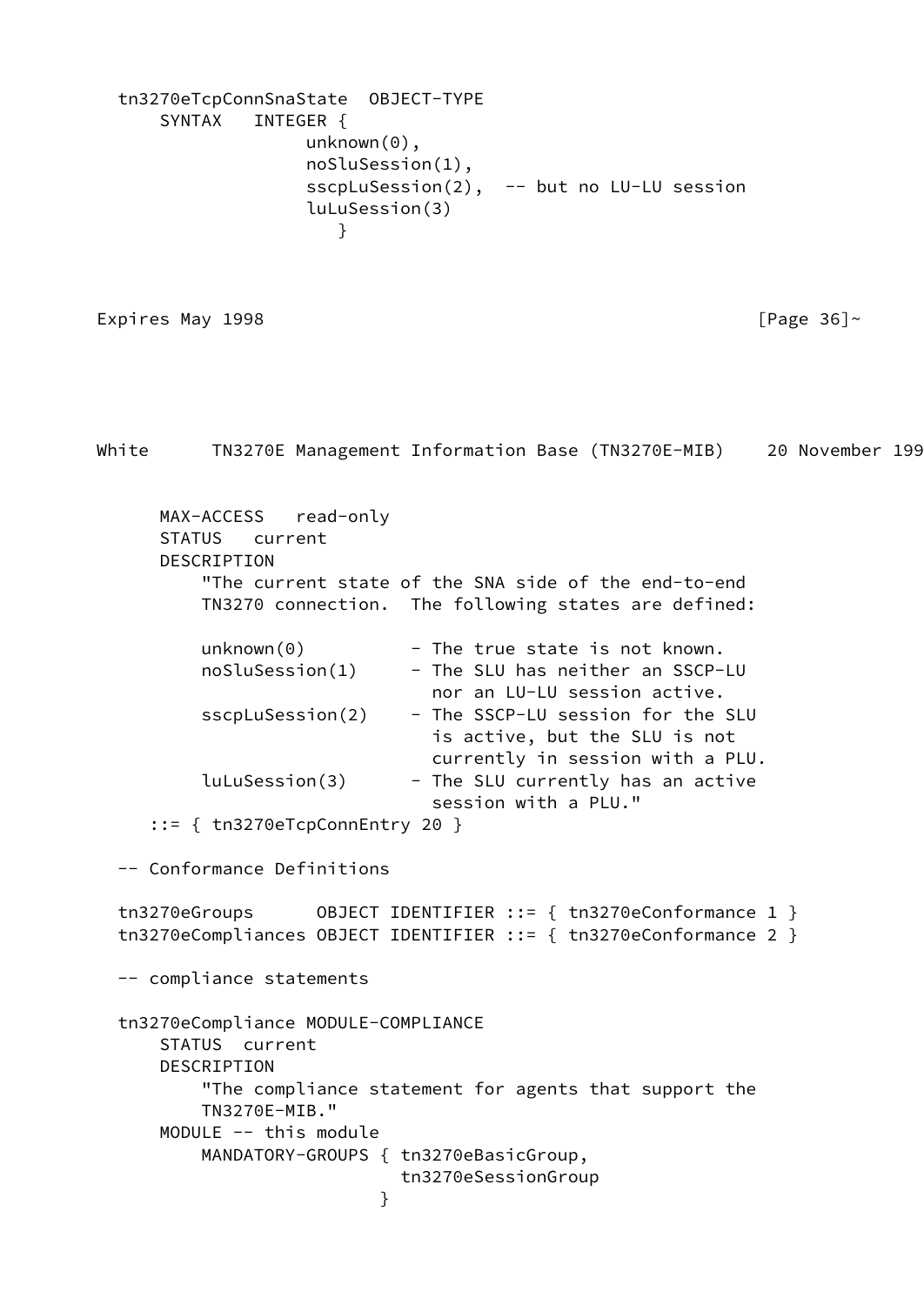```
  tn3270eTcpConnSnaState  OBJECT-TYPE
      SYNTAX   INTEGER {
                   unknown(0),
                   noSluSession(1),
                   sscpLuSession(2),  -- but no LU-LU session
                   luLuSession(3)
                      }
```

```
      MAX-ACCESS   read-only
      STATUS   current
      DESCRIPTION
          "The current state of the SNA side of the end-to-end
          TN3270 connection.  The following states are defined:

          unknown(0)          - The true state is not known.
          noSluSession(1)     - The SLU has neither an SSCP-LU
                                nor an LU-LU session active.
          sscpLuSession(2)    - The SSCP-LU session for the SLU
                                is active, but the SLU is not
                                currently in session with a PLU.
          luLuSession(3)      - The SLU currently has an active
                                session with a PLU."
     ::= { tn3270eTcpConnEntry 20 }

  -- Conformance Definitions

  tn3270eGroups      OBJECT IDENTIFIER ::= { tn3270eConformance 1 }
  tn3270eCompliances OBJECT IDENTIFIER ::= { tn3270eConformance 2 }

  -- compliance statements

  tn3270eCompliance MODULE-COMPLIANCE
      STATUS  current
      DESCRIPTION
          "The compliance statement for agents that support the
          TN3270E-MIB."
      MODULE -- this module
          MANDATORY-GROUPS { tn3270eBasicGroup,
                             tn3270eSessionGroup
                           }
```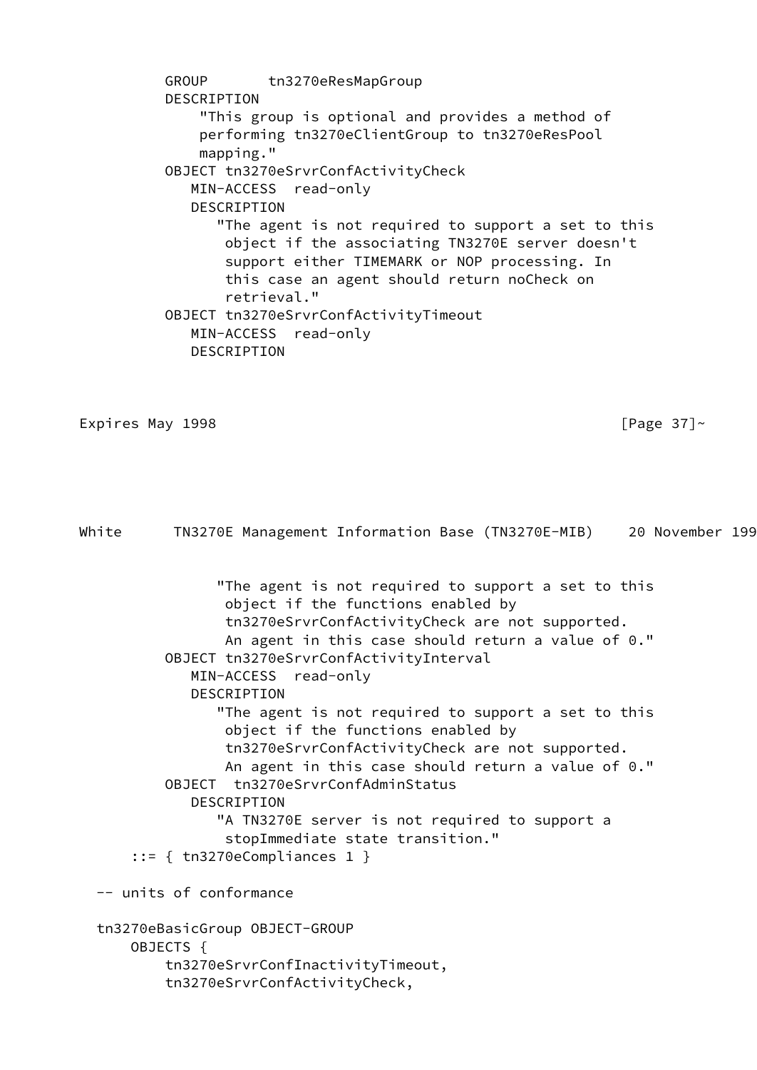```
          GROUP       tn3270eResMapGroup
          DESCRIPTION
              "This group is optional and provides a method of
              performing tn3270eClientGroup to tn3270eResPool
              mapping."
          OBJECT tn3270eSrvrConfActivityCheck
             MIN-ACCESS  read-only
             DESCRIPTION
                "The agent is not required to support a set to this
                 object if the associating TN3270E server doesn't
                 support either TIMEMARK or NOP processing. In
                 this case an agent should return noCheck on
                 retrieval."
          OBJECT tn3270eSrvrConfActivityTimeout
             MIN-ACCESS  read-only
             DESCRIPTION
                "The agent is not required to support a set to this
                 object if the functions enabled by
                 tn3270eSrvrConfActivityCheck are not supported.
                 An agent in this case should return a value of 0."
          OBJECT tn3270eSrvrConfActivityInterval
             MIN-ACCESS  read-only
             DESCRIPTION
                "The agent is not required to support a set to this
                 object if the functions enabled by
                 tn3270eSrvrConfActivityCheck are not supported.
                 An agent in this case should return a value of 0."
          OBJECT  tn3270eSrvrConfAdminStatus
             DESCRIPTION
                "A TN3270E server is not required to support a
                 stopImmediate state transition."
      ::= { tn3270eCompliances 1 }

  -- units of conformance

  tn3270eBasicGroup OBJECT-GROUP
      OBJECTS {
          tn3270eSrvrConfInactivityTimeout,
          tn3270eSrvrConfActivityCheck,
```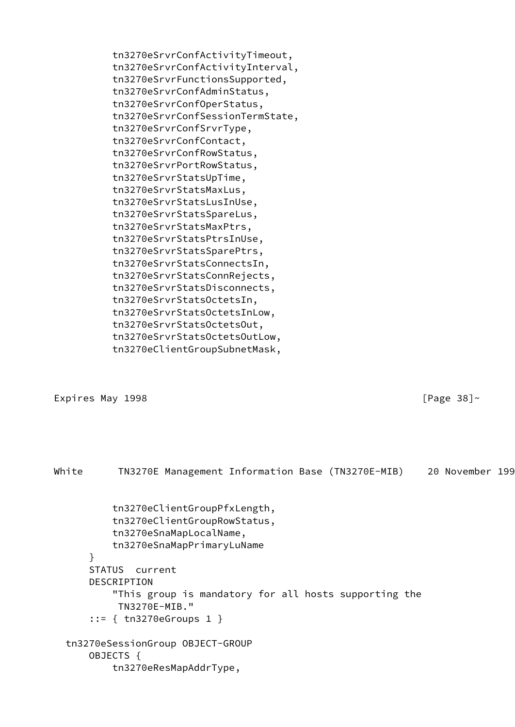```
            tn3270eSrvrConfActivityTimeout,
            tn3270eSrvrConfActivityInterval,
            tn3270eSrvrFunctionsSupported,
            tn3270eSrvrConfAdminStatus,
            tn3270eSrvrConfOperStatus,
            tn3270eSrvrConfSessionTermState,
            tn3270eSrvrConfSrvrType,
            tn3270eSrvrConfContact,
            tn3270eSrvrConfRowStatus,
            tn3270eSrvrPortRowStatus,
            tn3270eSrvrStatsUpTime,
            tn3270eSrvrStatsMaxLus,
            tn3270eSrvrStatsLusInUse,
            tn3270eSrvrStatsSpareLus,
            tn3270eSrvrStatsMaxPtrs,
            tn3270eSrvrStatsPtrsInUse,
            tn3270eSrvrStatsSparePtrs,
            tn3270eSrvrStatsConnectsIn,
            tn3270eSrvrStatsConnRejects,
            tn3270eSrvrStatsDisconnects,
            tn3270eSrvrStatsOctetsIn,
            tn3270eSrvrStatsOctetsInLow,
            tn3270eSrvrStatsOctetsOut,
            tn3270eSrvrStatsOctetsOutLow,
            tn3270eClientGroupSubnetMask,
            tn3270eClientGroupPfxLength,
            tn3270eClientGroupRowStatus,
            tn3270eSnaMapLocalName,
            tn3270eSnaMapPrimaryLuName
        }
        STATUS  current
        DESCRIPTION
            "This group is mandatory for all hosts supporting the
             TN3270E-MIB."
        ::= { tn3270eGroups 1 }

    tn3270eSessionGroup OBJECT-GROUP
        OBJECTS {
            tn3270eResMapAddrType,
```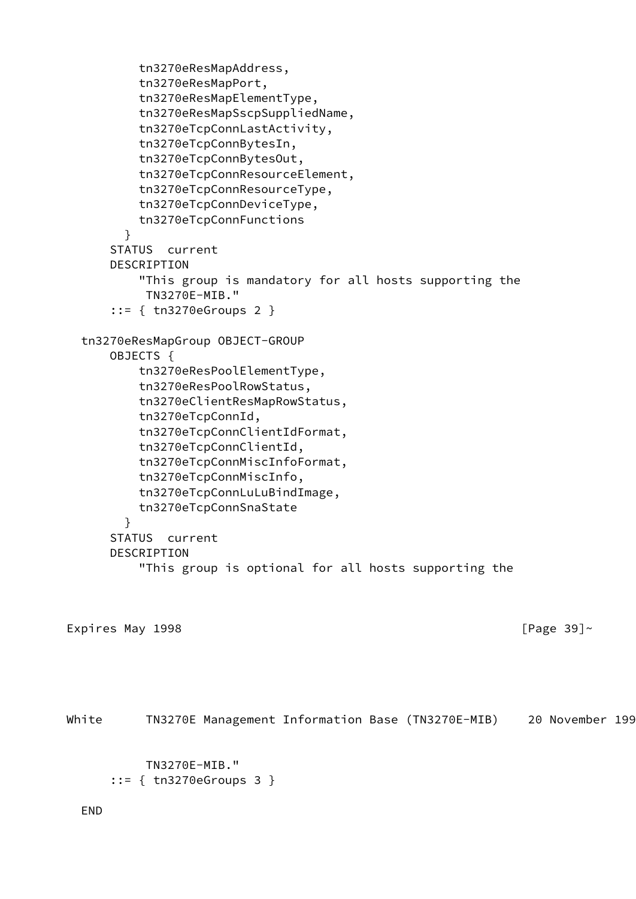```
            tn3270eResMapAddress,
            tn3270eResMapPort,
            tn3270eResMapElementType,
            tn3270eResMapSscpSuppliedName,
            tn3270eTcpConnLastActivity,
            tn3270eTcpConnBytesIn,
            tn3270eTcpConnBytesOut,
            tn3270eTcpConnResourceElement,
            tn3270eTcpConnResourceType,
            tn3270eTcpConnDeviceType,
            tn3270eTcpConnFunctions
          }
        STATUS  current
        DESCRIPTION
            "This group is mandatory for all hosts supporting the
             TN3270E-MIB."
        ::= { tn3270eGroups 2 }

    tn3270eResMapGroup OBJECT-GROUP
        OBJECTS {
            tn3270eResPoolElementType,
            tn3270eResPoolRowStatus,
            tn3270eClientResMapRowStatus,
            tn3270eTcpConnId,
            tn3270eTcpConnClientIdFormat,
            tn3270eTcpConnClientId,
            tn3270eTcpConnMiscInfoFormat,
            tn3270eTcpConnMiscInfo,
            tn3270eTcpConnLuLuBindImage,
            tn3270eTcpConnSnaState
          }
        STATUS  current
        DESCRIPTION
            "This group is optional for all hosts supporting the
             TN3270E-MIB."
        ::= { tn3270eGroups 3 }

    END
```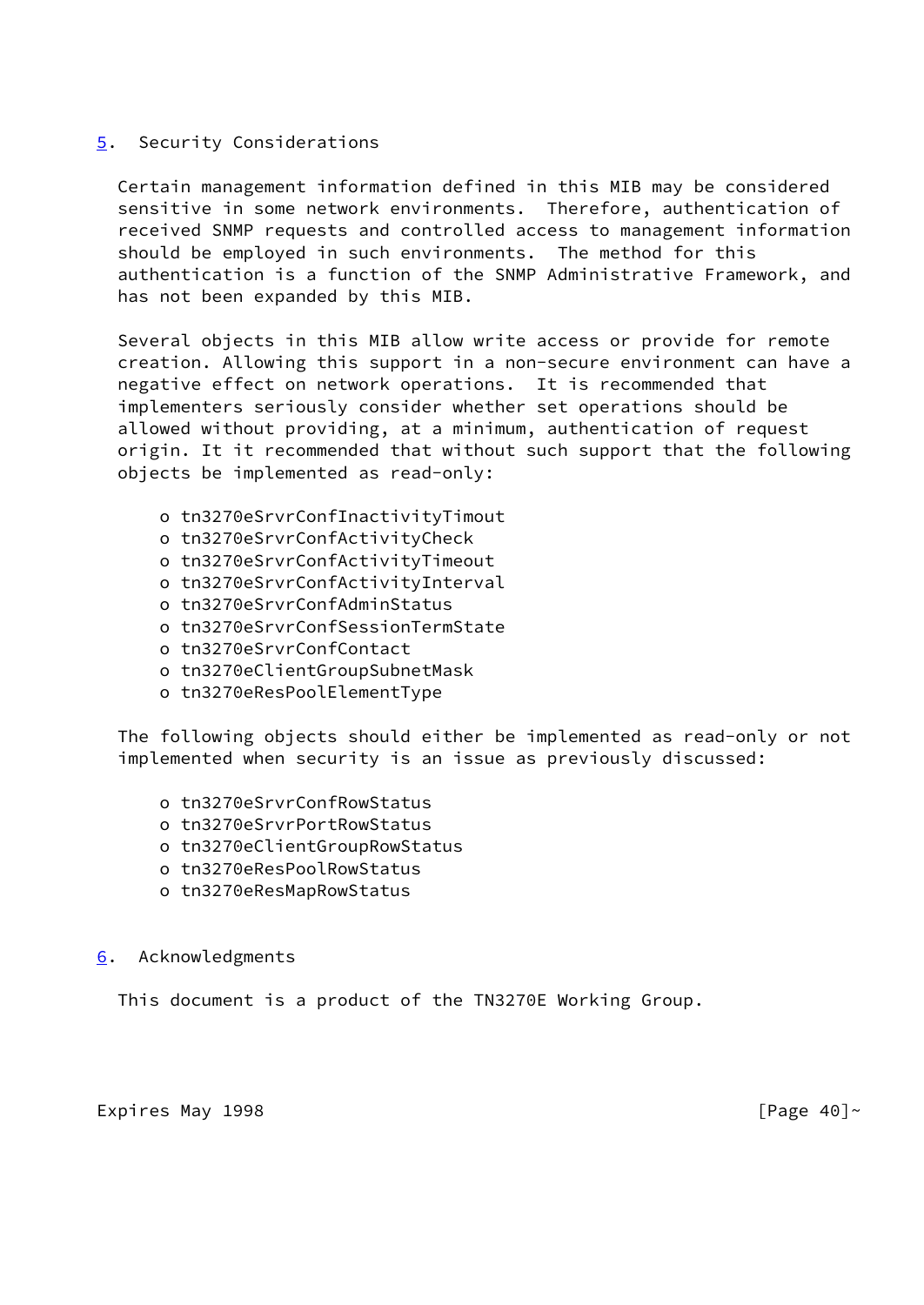## 5. Security Considerations

Certain management information defined in this MIB may be considered sensitive in some network environments. Therefore, authentication of received SNMP requests and controlled access to management information should be employed in such environments. The method for this authentication is a function of the SNMP Administrative Framework, and has not been expanded by this MIB.

Several objects in this MIB allow write access or provide for remote creation. Allowing this support in a non-secure environment can have a negative effect on network operations. It is recommended that implementers seriously consider whether set operations should be allowed without providing, at a minimum, authentication of request origin. It it recommended that without such support that the following objects be implemented as read-only:

- tn3270eSrvrConfInactivityTimout
- tn3270eSrvrConfActivityCheck
- tn3270eSrvrConfActivityTimeout
- tn3270eSrvrConfActivityInterval
- tn3270eSrvrConfAdminStatus
- tn3270eSrvrConfSessionTermState
- tn3270eSrvrConfContact
- tn3270eClientGroupSubnetMask
- tn3270eResPoolElementType

The following objects should either be implemented as read-only or not implemented when security is an issue as previously discussed:

- tn3270eSrvrConfRowStatus
- tn3270eSrvrPortRowStatus
- tn3270eClientGroupRowStatus
- tn3270eResPoolRowStatus
- tn3270eResMapRowStatus

## 6. Acknowledgments

This document is a product of the TN3270E Working Group.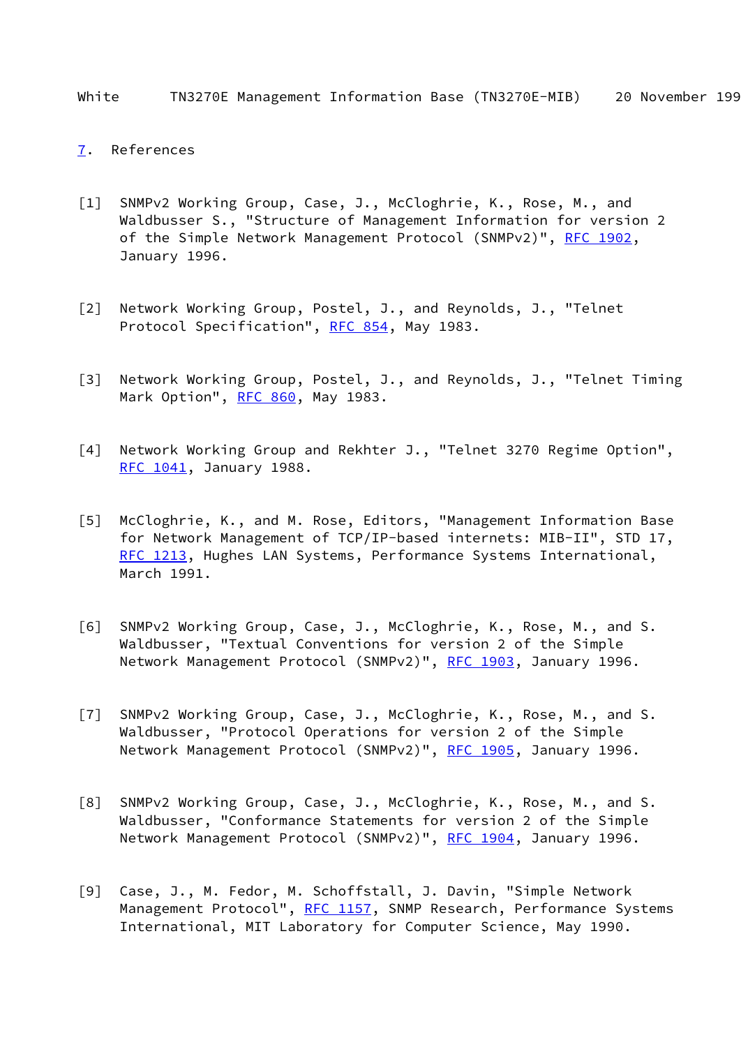## 7. References

[1] SNMPv2 Working Group, Case, J., McCloghrie, K., Rose, M., and Waldbusser S., "Structure of Management Information for version 2 of the Simple Network Management Protocol (SNMPv2)", RFC 1902, January 1996.

[2] Network Working Group, Postel, J., and Reynolds, J., "Telnet Protocol Specification", RFC 854, May 1983.

[3] Network Working Group, Postel, J., and Reynolds, J., "Telnet Timing Mark Option", RFC 860, May 1983.

[4] Network Working Group and Rekhter J., "Telnet 3270 Regime Option", RFC 1041, January 1988.

[5] McCloghrie, K., and M. Rose, Editors, "Management Information Base for Network Management of TCP/IP-based internets: MIB-II", STD 17, RFC 1213, Hughes LAN Systems, Performance Systems International, March 1991.

[6] SNMPv2 Working Group, Case, J., McCloghrie, K., Rose, M., and S. Waldbusser, "Textual Conventions for version 2 of the Simple Network Management Protocol (SNMPv2)", RFC 1903, January 1996.

[7] SNMPv2 Working Group, Case, J., McCloghrie, K., Rose, M., and S. Waldbusser, "Protocol Operations for version 2 of the Simple Network Management Protocol (SNMPv2)", RFC 1905, January 1996.

[8] SNMPv2 Working Group, Case, J., McCloghrie, K., Rose, M., and S. Waldbusser, "Conformance Statements for version 2 of the Simple Network Management Protocol (SNMPv2)", RFC 1904, January 1996.

[9] Case, J., M. Fedor, M. Schoffstall, J. Davin, "Simple Network Management Protocol", RFC 1157, SNMP Research, Performance Systems International, MIT Laboratory for Computer Science, May 1990.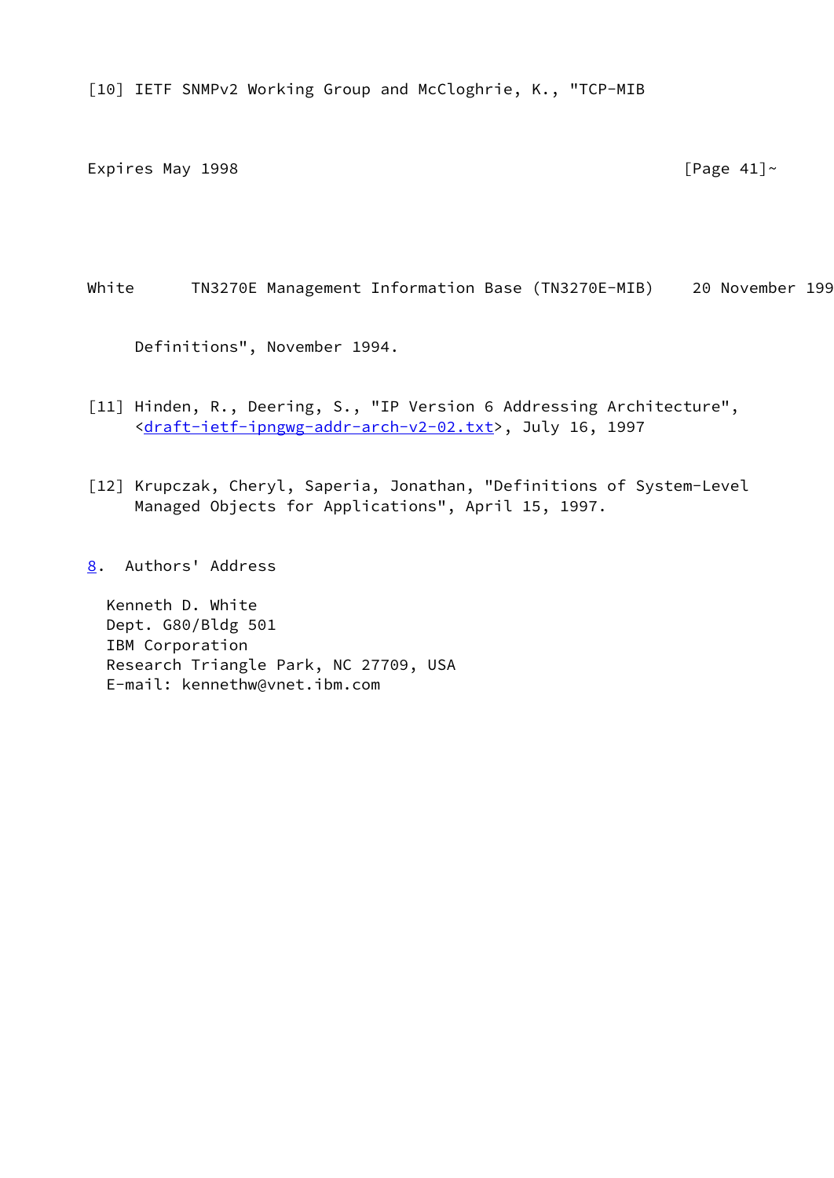[10] IETF SNMPv2 Working Group and McCloghrie, K., "TCP-MIB
     Definitions", November 1994.

[11] Hinden, R., Deering, S., "IP Version 6 Addressing Architecture",
     <draft-ietf-ipngwg-addr-arch-v2-02.txt>, July 16, 1997

[12] Krupczak, Cheryl, Saperia, Jonathan, "Definitions of System-Level
     Managed Objects for Applications", April 15, 1997.

## 8. Authors' Address

Kenneth D. White
Dept. G80/Bldg 501
IBM Corporation
Research Triangle Park, NC 27709, USA
E-mail: kennethw@vnet.ibm.com